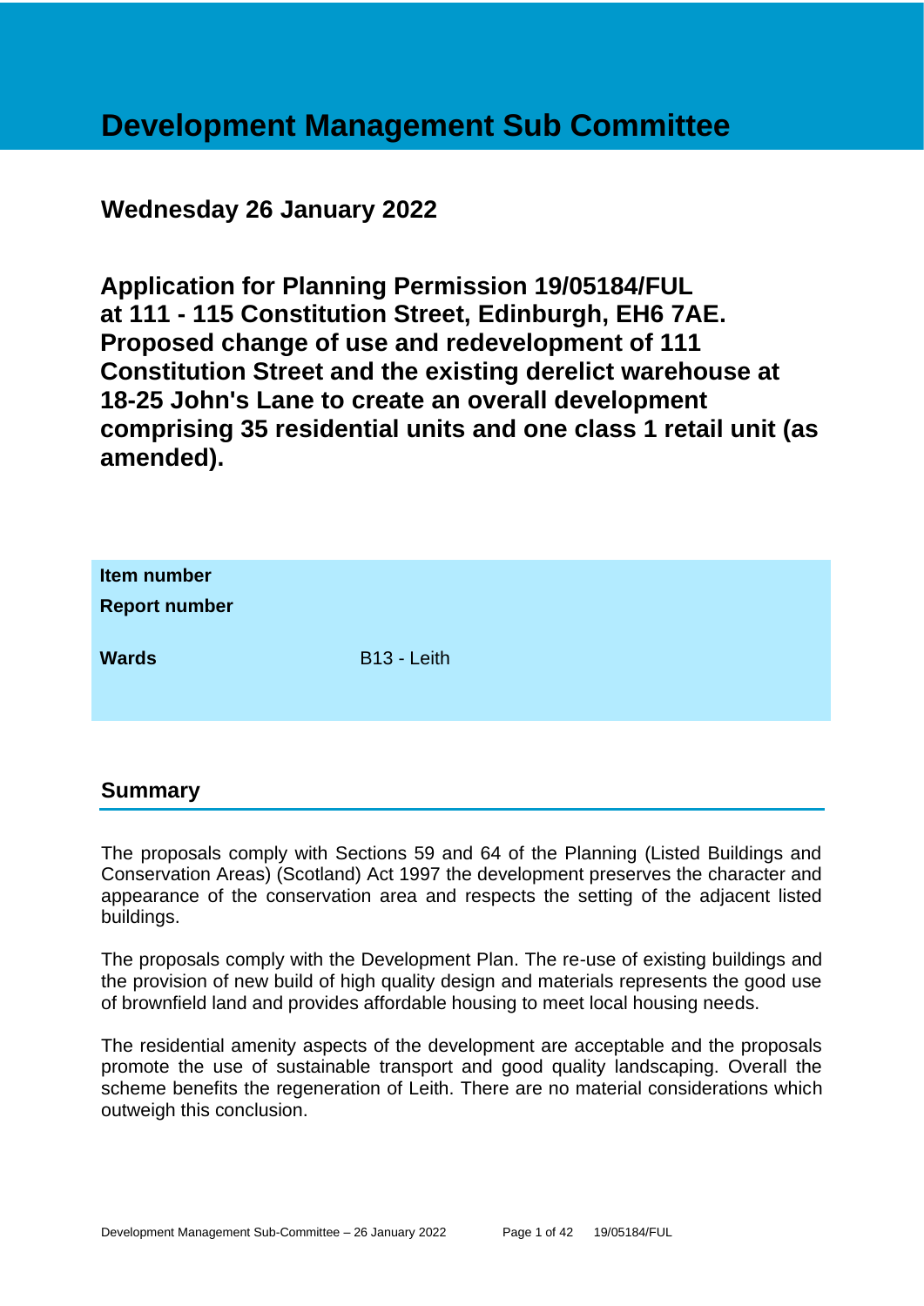# Development Management Sub Committee

## Wednesday 26 January 2022

## Application for Planning Permission 19/05184/FUL at 111 - 115 Constitution Street, Edinburgh, EH6 7AE. Proposed change of use and redevelopment of 111 Constitution Street and the existing derelict warehouse at 18-25 John's Lane to create an overall development comprising 35 residential units and one class 1 retail unit (as amended).

| | |
|---|---|
| **Item number** | |
| **Report number** | |
| **Wards** | B13 - Leith |

## Summary

The proposals comply with Sections 59 and 64 of the Planning (Listed Buildings and Conservation Areas) (Scotland) Act 1997 the development preserves the character and appearance of the conservation area and respects the setting of the adjacent listed buildings.

The proposals comply with the Development Plan. The re-use of existing buildings and the provision of new build of high quality design and materials represents the good use of brownfield land and provides affordable housing to meet local housing needs.

The residential amenity aspects of the development are acceptable and the proposals promote the use of sustainable transport and good quality landscaping. Overall the scheme benefits the regeneration of Leith. There are no material considerations which outweigh this conclusion.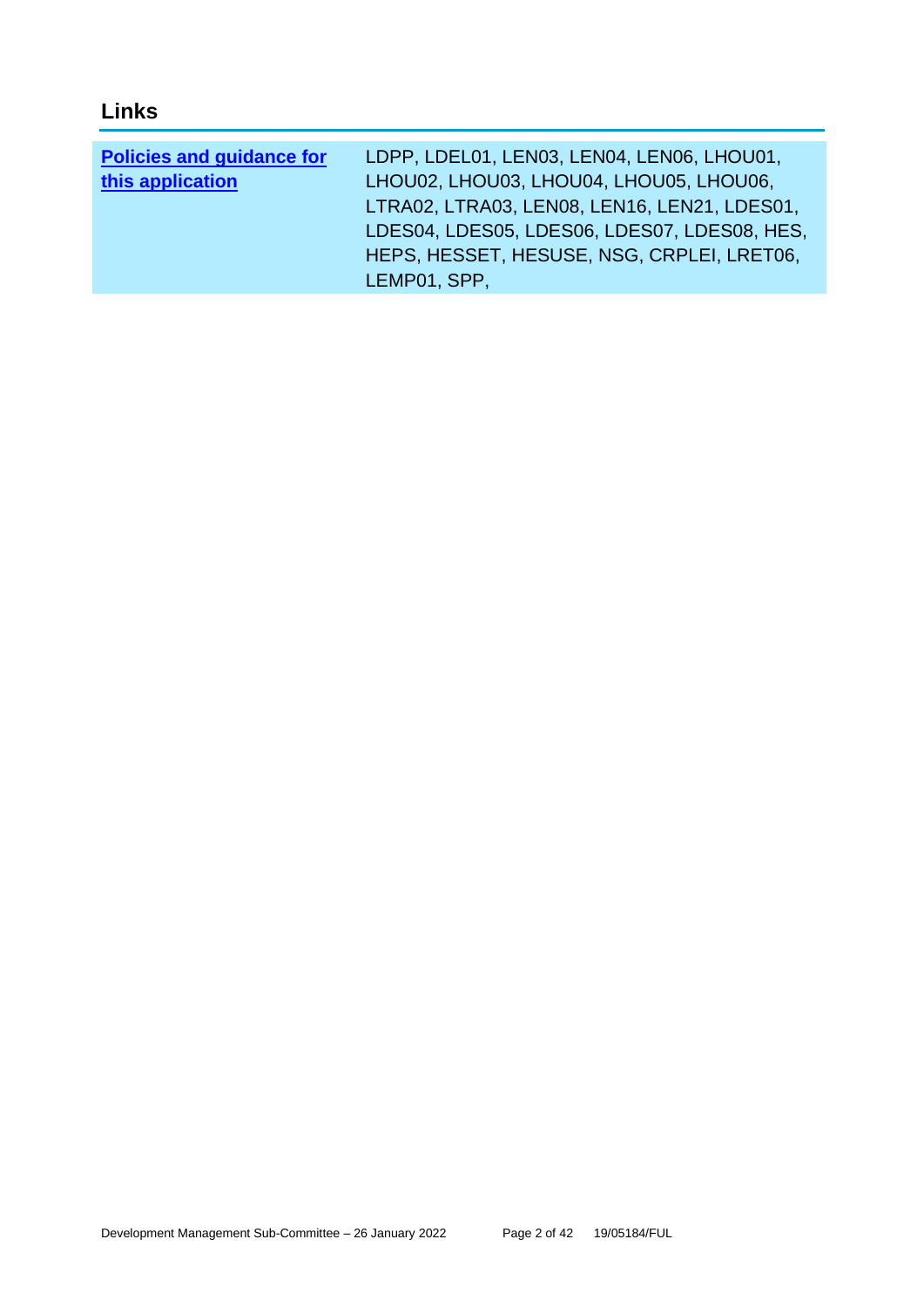## Links

| Policies and guidance for this application | LDPP, LDEL01, LEN03, LEN04, LEN06, LHOU01, LHOU02, LHOU03, LHOU04, LHOU05, LHOU06, LTRA02, LTRA03, LEN08, LEN16, LEN21, LDES01, LDES04, LDES05, LDES06, LDES07, LDES08, HES, HEPS, HESSET, HESUSE, NSG, CRPLEI, LRET06, LEMP01, SPP, |
| --- | --- |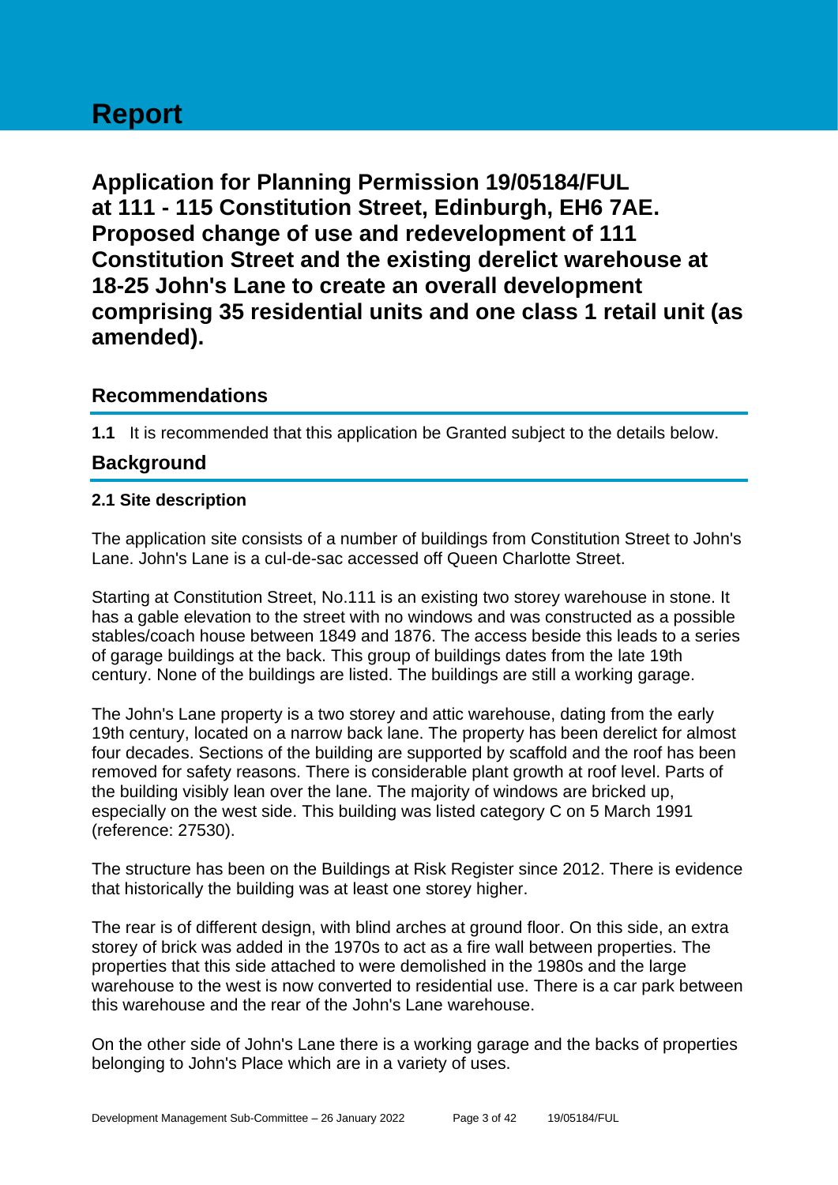# Report

## Application for Planning Permission 19/05184/FUL at 111 - 115 Constitution Street, Edinburgh, EH6 7AE. Proposed change of use and redevelopment of 111 Constitution Street and the existing derelict warehouse at 18-25 John's Lane to create an overall development comprising 35 residential units and one class 1 retail unit (as amended).

## Recommendations

**1.1** It is recommended that this application be Granted subject to the details below.

## Background

### 2.1 Site description

The application site consists of a number of buildings from Constitution Street to John's Lane. John's Lane is a cul-de-sac accessed off Queen Charlotte Street.

Starting at Constitution Street, No.111 is an existing two storey warehouse in stone. It has a gable elevation to the street with no windows and was constructed as a possible stables/coach house between 1849 and 1876. The access beside this leads to a series of garage buildings at the back. This group of buildings dates from the late 19th century. None of the buildings are listed. The buildings are still a working garage.

The John's Lane property is a two storey and attic warehouse, dating from the early 19th century, located on a narrow back lane. The property has been derelict for almost four decades. Sections of the building are supported by scaffold and the roof has been removed for safety reasons. There is considerable plant growth at roof level. Parts of the building visibly lean over the lane. The majority of windows are bricked up, especially on the west side. This building was listed category C on 5 March 1991 (reference: 27530).

The structure has been on the Buildings at Risk Register since 2012. There is evidence that historically the building was at least one storey higher.

The rear is of different design, with blind arches at ground floor. On this side, an extra storey of brick was added in the 1970s to act as a fire wall between properties. The properties that this side attached to were demolished in the 1980s and the large warehouse to the west is now converted to residential use. There is a car park between this warehouse and the rear of the John's Lane warehouse.

On the other side of John's Lane there is a working garage and the backs of properties belonging to John's Place which are in a variety of uses.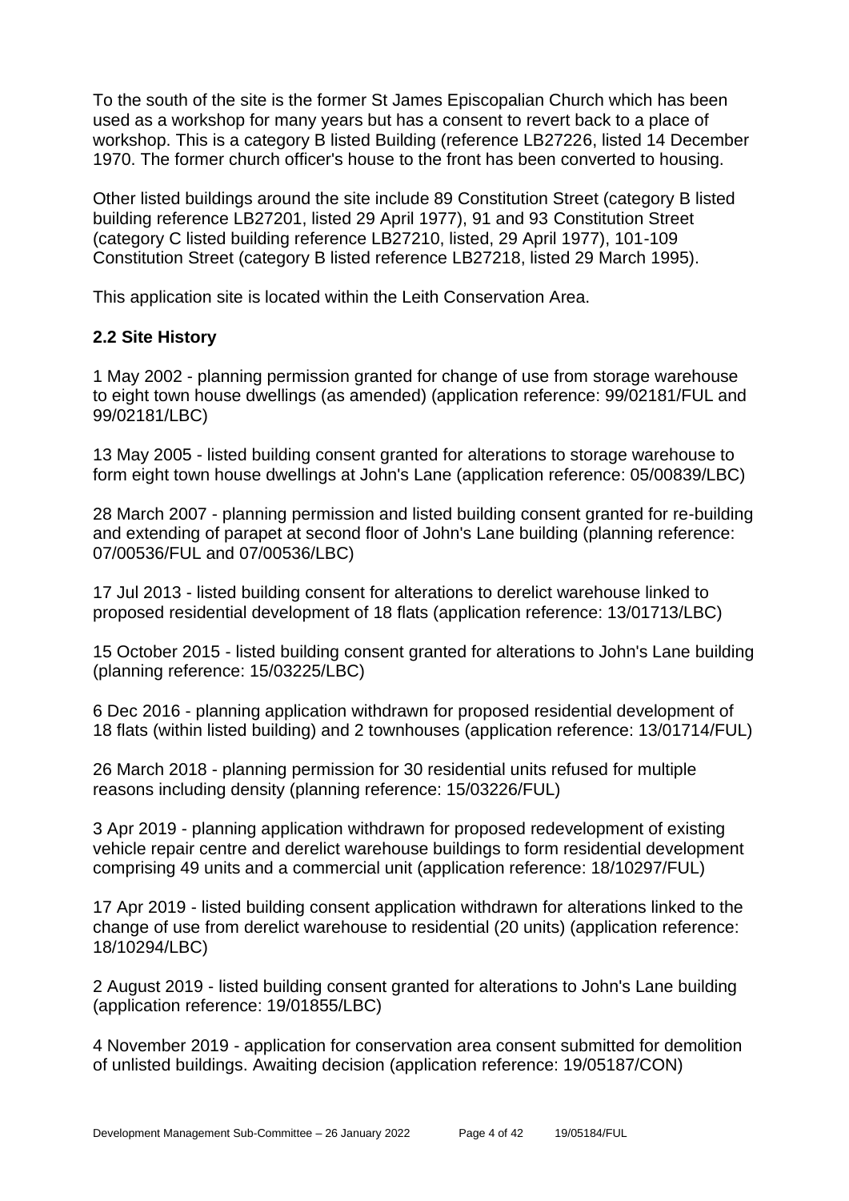To the south of the site is the former St James Episcopalian Church which has been used as a workshop for many years but has a consent to revert back to a place of workshop. This is a category B listed Building (reference LB27226, listed 14 December 1970. The former church officer's house to the front has been converted to housing.

Other listed buildings around the site include 89 Constitution Street (category B listed building reference LB27201, listed 29 April 1977), 91 and 93 Constitution Street (category C listed building reference LB27210, listed, 29 April 1977), 101-109 Constitution Street (category B listed reference LB27218, listed 29 March 1995).

This application site is located within the Leith Conservation Area.

## 2.2 Site History

1 May 2002 - planning permission granted for change of use from storage warehouse to eight town house dwellings (as amended) (application reference: 99/02181/FUL and 99/02181/LBC)

13 May 2005 - listed building consent granted for alterations to storage warehouse to form eight town house dwellings at John's Lane (application reference: 05/00839/LBC)

28 March 2007 - planning permission and listed building consent granted for re-building and extending of parapet at second floor of John's Lane building (planning reference: 07/00536/FUL and 07/00536/LBC)

17 Jul 2013 - listed building consent for alterations to derelict warehouse linked to proposed residential development of 18 flats (application reference: 13/01713/LBC)

15 October 2015 - listed building consent granted for alterations to John's Lane building (planning reference: 15/03225/LBC)

6 Dec 2016 - planning application withdrawn for proposed residential development of 18 flats (within listed building) and 2 townhouses (application reference: 13/01714/FUL)

26 March 2018 - planning permission for 30 residential units refused for multiple reasons including density (planning reference: 15/03226/FUL)

3 Apr 2019 - planning application withdrawn for proposed redevelopment of existing vehicle repair centre and derelict warehouse buildings to form residential development comprising 49 units and a commercial unit (application reference: 18/10297/FUL)

17 Apr 2019 - listed building consent application withdrawn for alterations linked to the change of use from derelict warehouse to residential (20 units) (application reference: 18/10294/LBC)

2 August 2019 - listed building consent granted for alterations to John's Lane building (application reference: 19/01855/LBC)

4 November 2019 - application for conservation area consent submitted for demolition of unlisted buildings. Awaiting decision (application reference: 19/05187/CON)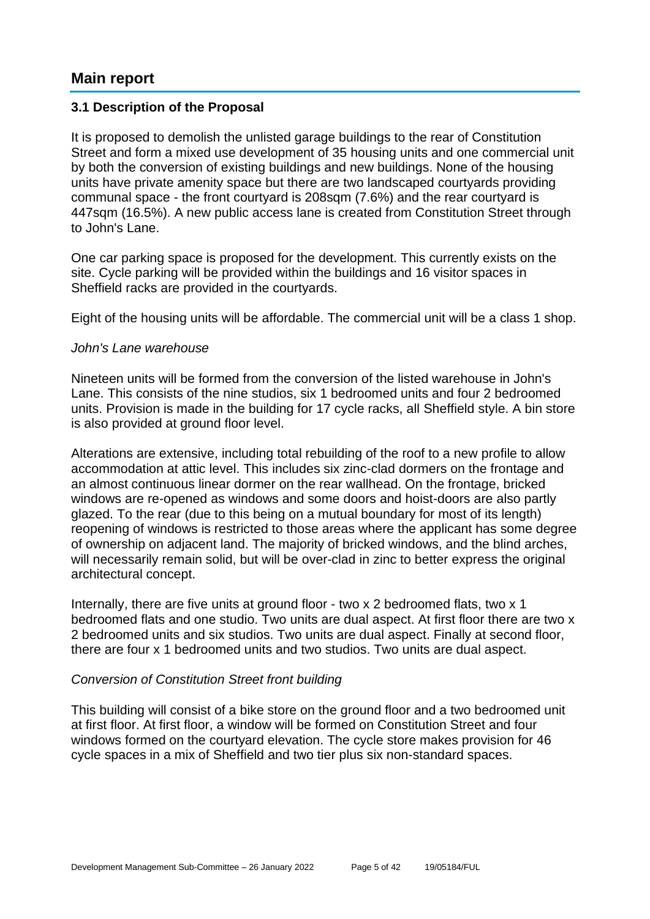# Main report

## 3.1 Description of the Proposal

It is proposed to demolish the unlisted garage buildings to the rear of Constitution Street and form a mixed use development of 35 housing units and one commercial unit by both the conversion of existing buildings and new buildings. None of the housing units have private amenity space but there are two landscaped courtyards providing communal space - the front courtyard is 208sqm (7.6%) and the rear courtyard is 447sqm (16.5%). A new public access lane is created from Constitution Street through to John's Lane.

One car parking space is proposed for the development. This currently exists on the site. Cycle parking will be provided within the buildings and 16 visitor spaces in Sheffield racks are provided in the courtyards.

Eight of the housing units will be affordable. The commercial unit will be a class 1 shop.

*John's Lane warehouse*

Nineteen units will be formed from the conversion of the listed warehouse in John's Lane. This consists of the nine studios, six 1 bedroomed units and four 2 bedroomed units. Provision is made in the building for 17 cycle racks, all Sheffield style. A bin store is also provided at ground floor level.

Alterations are extensive, including total rebuilding of the roof to a new profile to allow accommodation at attic level. This includes six zinc-clad dormers on the frontage and an almost continuous linear dormer on the rear wallhead. On the frontage, bricked windows are re-opened as windows and some doors and hoist-doors are also partly glazed. To the rear (due to this being on a mutual boundary for most of its length) reopening of windows is restricted to those areas where the applicant has some degree of ownership on adjacent land. The majority of bricked windows, and the blind arches, will necessarily remain solid, but will be over-clad in zinc to better express the original architectural concept.

Internally, there are five units at ground floor - two x 2 bedroomed flats, two x 1 bedroomed flats and one studio. Two units are dual aspect. At first floor there are two x 2 bedroomed units and six studios. Two units are dual aspect. Finally at second floor, there are four x 1 bedroomed units and two studios. Two units are dual aspect.

*Conversion of Constitution Street front building*

This building will consist of a bike store on the ground floor and a two bedroomed unit at first floor. At first floor, a window will be formed on Constitution Street and four windows formed on the courtyard elevation. The cycle store makes provision for 46 cycle spaces in a mix of Sheffield and two tier plus six non-standard spaces.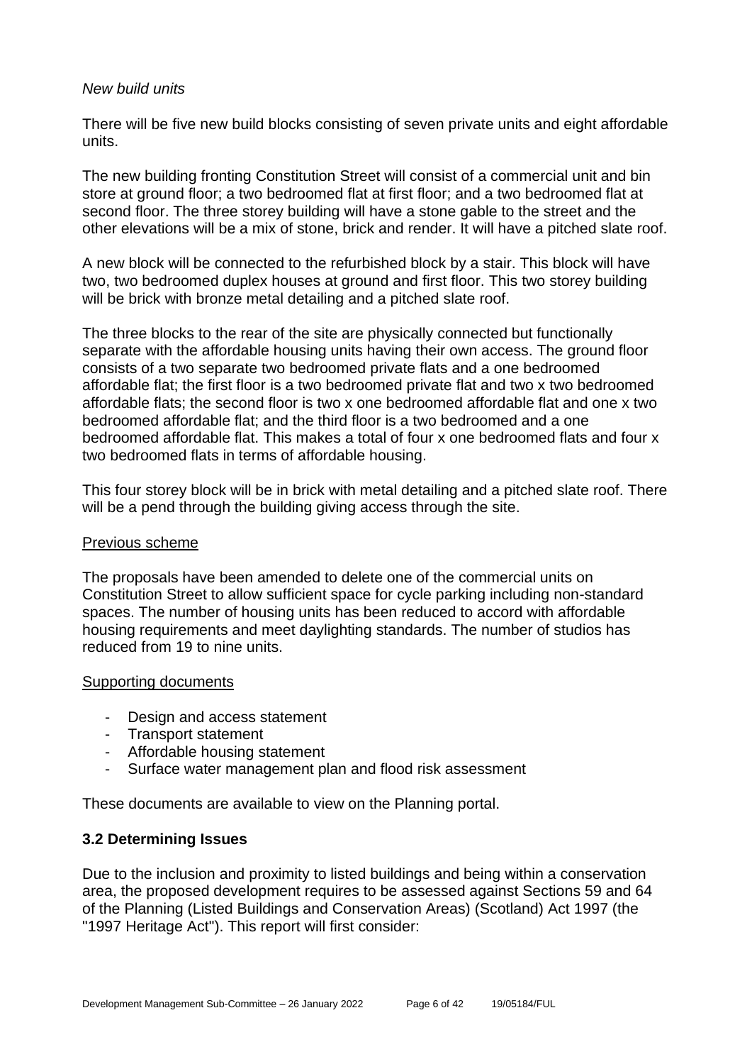*New build units*

There will be five new build blocks consisting of seven private units and eight affordable units.

The new building fronting Constitution Street will consist of a commercial unit and bin store at ground floor; a two bedroomed flat at first floor; and a two bedroomed flat at second floor. The three storey building will have a stone gable to the street and the other elevations will be a mix of stone, brick and render. It will have a pitched slate roof.

A new block will be connected to the refurbished block by a stair. This block will have two, two bedroomed duplex houses at ground and first floor. This two storey building will be brick with bronze metal detailing and a pitched slate roof.

The three blocks to the rear of the site are physically connected but functionally separate with the affordable housing units having their own access. The ground floor consists of a two separate two bedroomed private flats and a one bedroomed affordable flat; the first floor is a two bedroomed private flat and two x two bedroomed affordable flats; the second floor is two x one bedroomed affordable flat and one x two bedroomed affordable flat; and the third floor is a two bedroomed and a one bedroomed affordable flat. This makes a total of four x one bedroomed flats and four x two bedroomed flats in terms of affordable housing.

This four storey block will be in brick with metal detailing and a pitched slate roof. There will be a pend through the building giving access through the site.

Previous scheme

The proposals have been amended to delete one of the commercial units on Constitution Street to allow sufficient space for cycle parking including non-standard spaces. The number of housing units has been reduced to accord with affordable housing requirements and meet daylighting standards. The number of studios has reduced from 19 to nine units.

Supporting documents

- Design and access statement
- Transport statement
- Affordable housing statement
- Surface water management plan and flood risk assessment

These documents are available to view on the Planning portal.

### 3.2 Determining Issues

Due to the inclusion and proximity to listed buildings and being within a conservation area, the proposed development requires to be assessed against Sections 59 and 64 of the Planning (Listed Buildings and Conservation Areas) (Scotland) Act 1997 (the "1997 Heritage Act"). This report will first consider: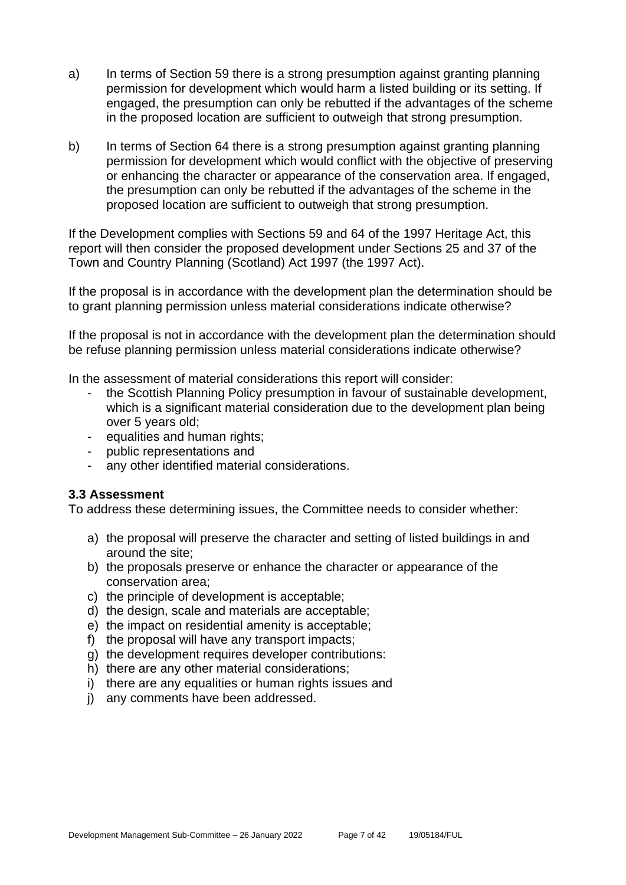a) In terms of Section 59 there is a strong presumption against granting planning permission for development which would harm a listed building or its setting. If engaged, the presumption can only be rebutted if the advantages of the scheme in the proposed location are sufficient to outweigh that strong presumption.

b) In terms of Section 64 there is a strong presumption against granting planning permission for development which would conflict with the objective of preserving or enhancing the character or appearance of the conservation area. If engaged, the presumption can only be rebutted if the advantages of the scheme in the proposed location are sufficient to outweigh that strong presumption.

If the Development complies with Sections 59 and 64 of the 1997 Heritage Act, this report will then consider the proposed development under Sections 25 and 37 of the Town and Country Planning (Scotland) Act 1997 (the 1997 Act).

If the proposal is in accordance with the development plan the determination should be to grant planning permission unless material considerations indicate otherwise?

If the proposal is not in accordance with the development plan the determination should be refuse planning permission unless material considerations indicate otherwise?

In the assessment of material considerations this report will consider:

- the Scottish Planning Policy presumption in favour of sustainable development, which is a significant material consideration due to the development plan being over 5 years old;
- equalities and human rights;
- public representations and
- any other identified material considerations.

### 3.3 Assessment

To address these determining issues, the Committee needs to consider whether:

a) the proposal will preserve the character and setting of listed buildings in and around the site;
b) the proposals preserve or enhance the character or appearance of the conservation area;
c) the principle of development is acceptable;
d) the design, scale and materials are acceptable;
e) the impact on residential amenity is acceptable;
f) the proposal will have any transport impacts;
g) the development requires developer contributions:
h) there are any other material considerations;
i) there are any equalities or human rights issues and
j) any comments have been addressed.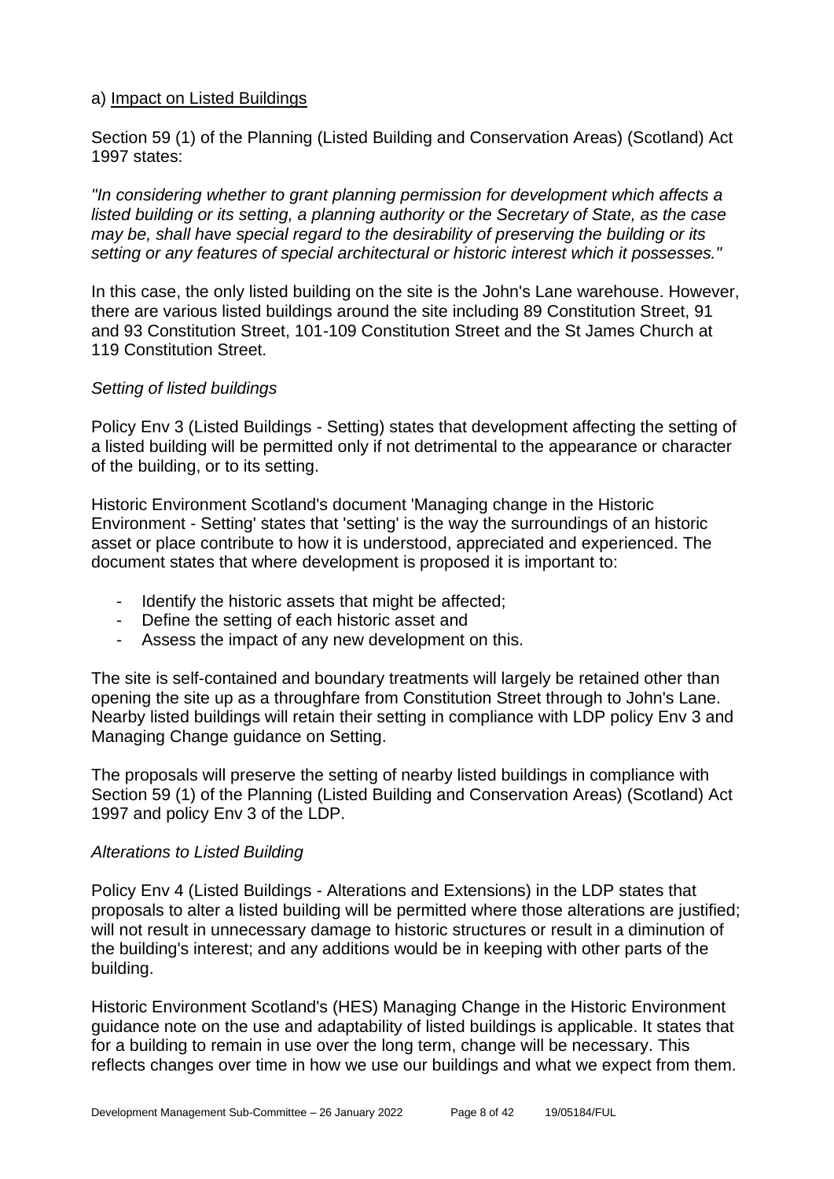a) Impact on Listed Buildings

Section 59 (1) of the Planning (Listed Building and Conservation Areas) (Scotland) Act 1997 states:

*"In considering whether to grant planning permission for development which affects a listed building or its setting, a planning authority or the Secretary of State, as the case may be, shall have special regard to the desirability of preserving the building or its setting or any features of special architectural or historic interest which it possesses."*

In this case, the only listed building on the site is the John's Lane warehouse. However, there are various listed buildings around the site including 89 Constitution Street, 91 and 93 Constitution Street, 101-109 Constitution Street and the St James Church at 119 Constitution Street.

*Setting of listed buildings*

Policy Env 3 (Listed Buildings - Setting) states that development affecting the setting of a listed building will be permitted only if not detrimental to the appearance or character of the building, or to its setting.

Historic Environment Scotland's document 'Managing change in the Historic Environment - Setting' states that 'setting' is the way the surroundings of an historic asset or place contribute to how it is understood, appreciated and experienced. The document states that where development is proposed it is important to:

- Identify the historic assets that might be affected;
- Define the setting of each historic asset and
- Assess the impact of any new development on this.

The site is self-contained and boundary treatments will largely be retained other than opening the site up as a throughfare from Constitution Street through to John's Lane. Nearby listed buildings will retain their setting in compliance with LDP policy Env 3 and Managing Change guidance on Setting.

The proposals will preserve the setting of nearby listed buildings in compliance with Section 59 (1) of the Planning (Listed Building and Conservation Areas) (Scotland) Act 1997 and policy Env 3 of the LDP.

*Alterations to Listed Building*

Policy Env 4 (Listed Buildings - Alterations and Extensions) in the LDP states that proposals to alter a listed building will be permitted where those alterations are justified; will not result in unnecessary damage to historic structures or result in a diminution of the building's interest; and any additions would be in keeping with other parts of the building.

Historic Environment Scotland's (HES) Managing Change in the Historic Environment guidance note on the use and adaptability of listed buildings is applicable. It states that for a building to remain in use over the long term, change will be necessary. This reflects changes over time in how we use our buildings and what we expect from them.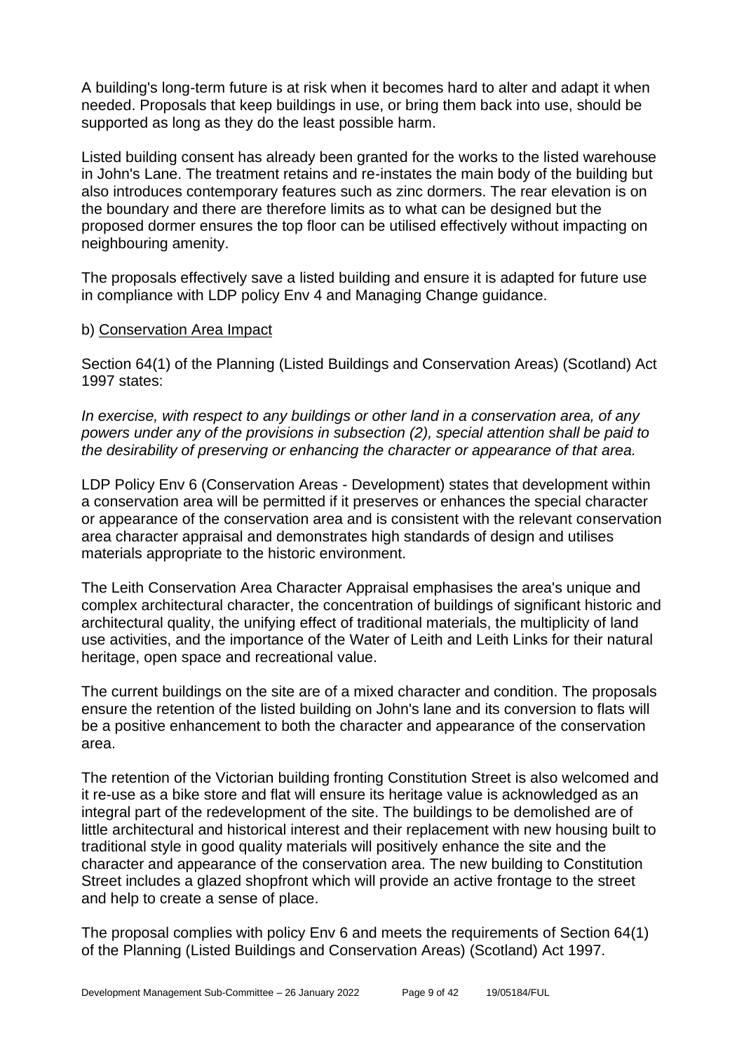A building's long-term future is at risk when it becomes hard to alter and adapt it when needed. Proposals that keep buildings in use, or bring them back into use, should be supported as long as they do the least possible harm.

Listed building consent has already been granted for the works to the listed warehouse in John's Lane. The treatment retains and re-instates the main body of the building but also introduces contemporary features such as zinc dormers. The rear elevation is on the boundary and there are therefore limits as to what can be designed but the proposed dormer ensures the top floor can be utilised effectively without impacting on neighbouring amenity.

The proposals effectively save a listed building and ensure it is adapted for future use in compliance with LDP policy Env 4 and Managing Change guidance.

b) Conservation Area Impact

Section 64(1) of the Planning (Listed Buildings and Conservation Areas) (Scotland) Act 1997 states:

*In exercise, with respect to any buildings or other land in a conservation area, of any powers under any of the provisions in subsection (2), special attention shall be paid to the desirability of preserving or enhancing the character or appearance of that area.*

LDP Policy Env 6 (Conservation Areas - Development) states that development within a conservation area will be permitted if it preserves or enhances the special character or appearance of the conservation area and is consistent with the relevant conservation area character appraisal and demonstrates high standards of design and utilises materials appropriate to the historic environment.

The Leith Conservation Area Character Appraisal emphasises the area's unique and complex architectural character, the concentration of buildings of significant historic and architectural quality, the unifying effect of traditional materials, the multiplicity of land use activities, and the importance of the Water of Leith and Leith Links for their natural heritage, open space and recreational value.

The current buildings on the site are of a mixed character and condition. The proposals ensure the retention of the listed building on John's lane and its conversion to flats will be a positive enhancement to both the character and appearance of the conservation area.

The retention of the Victorian building fronting Constitution Street is also welcomed and it re-use as a bike store and flat will ensure its heritage value is acknowledged as an integral part of the redevelopment of the site. The buildings to be demolished are of little architectural and historical interest and their replacement with new housing built to traditional style in good quality materials will positively enhance the site and the character and appearance of the conservation area. The new building to Constitution Street includes a glazed shopfront which will provide an active frontage to the street and help to create a sense of place.

The proposal complies with policy Env 6 and meets the requirements of Section 64(1) of the Planning (Listed Buildings and Conservation Areas) (Scotland) Act 1997.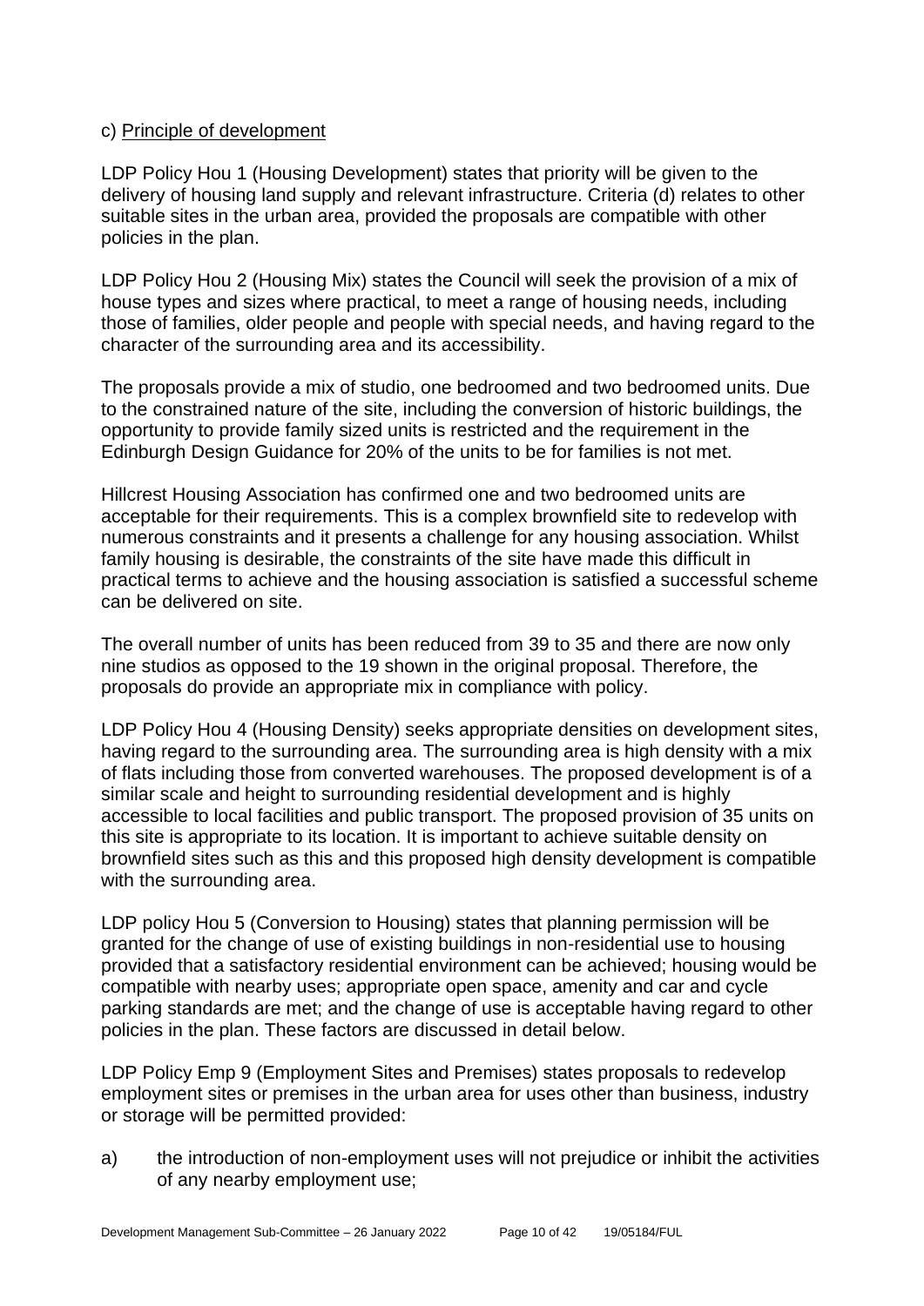c) Principle of development

LDP Policy Hou 1 (Housing Development) states that priority will be given to the delivery of housing land supply and relevant infrastructure. Criteria (d) relates to other suitable sites in the urban area, provided the proposals are compatible with other policies in the plan.

LDP Policy Hou 2 (Housing Mix) states the Council will seek the provision of a mix of house types and sizes where practical, to meet a range of housing needs, including those of families, older people and people with special needs, and having regard to the character of the surrounding area and its accessibility.

The proposals provide a mix of studio, one bedroomed and two bedroomed units. Due to the constrained nature of the site, including the conversion of historic buildings, the opportunity to provide family sized units is restricted and the requirement in the Edinburgh Design Guidance for 20% of the units to be for families is not met.

Hillcrest Housing Association has confirmed one and two bedroomed units are acceptable for their requirements. This is a complex brownfield site to redevelop with numerous constraints and it presents a challenge for any housing association. Whilst family housing is desirable, the constraints of the site have made this difficult in practical terms to achieve and the housing association is satisfied a successful scheme can be delivered on site.

The overall number of units has been reduced from 39 to 35 and there are now only nine studios as opposed to the 19 shown in the original proposal. Therefore, the proposals do provide an appropriate mix in compliance with policy.

LDP Policy Hou 4 (Housing Density) seeks appropriate densities on development sites, having regard to the surrounding area. The surrounding area is high density with a mix of flats including those from converted warehouses. The proposed development is of a similar scale and height to surrounding residential development and is highly accessible to local facilities and public transport. The proposed provision of 35 units on this site is appropriate to its location. It is important to achieve suitable density on brownfield sites such as this and this proposed high density development is compatible with the surrounding area.

LDP policy Hou 5 (Conversion to Housing) states that planning permission will be granted for the change of use of existing buildings in non-residential use to housing provided that a satisfactory residential environment can be achieved; housing would be compatible with nearby uses; appropriate open space, amenity and car and cycle parking standards are met; and the change of use is acceptable having regard to other policies in the plan. These factors are discussed in detail below.

LDP Policy Emp 9 (Employment Sites and Premises) states proposals to redevelop employment sites or premises in the urban area for uses other than business, industry or storage will be permitted provided:

a) the introduction of non-employment uses will not prejudice or inhibit the activities of any nearby employment use;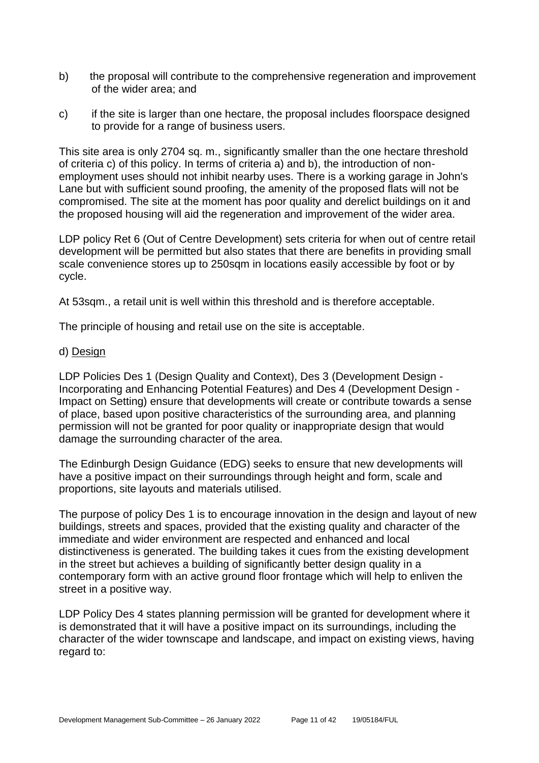b) the proposal will contribute to the comprehensive regeneration and improvement of the wider area; and

c) if the site is larger than one hectare, the proposal includes floorspace designed to provide for a range of business users.

This site area is only 2704 sq. m., significantly smaller than the one hectare threshold of criteria c) of this policy. In terms of criteria a) and b), the introduction of non-employment uses should not inhibit nearby uses. There is a working garage in John's Lane but with sufficient sound proofing, the amenity of the proposed flats will not be compromised. The site at the moment has poor quality and derelict buildings on it and the proposed housing will aid the regeneration and improvement of the wider area.

LDP policy Ret 6 (Out of Centre Development) sets criteria for when out of centre retail development will be permitted but also states that there are benefits in providing small scale convenience stores up to 250sqm in locations easily accessible by foot or by cycle.

At 53sqm., a retail unit is well within this threshold and is therefore acceptable.

The principle of housing and retail use on the site is acceptable.

d) Design

LDP Policies Des 1 (Design Quality and Context), Des 3 (Development Design - Incorporating and Enhancing Potential Features) and Des 4 (Development Design - Impact on Setting) ensure that developments will create or contribute towards a sense of place, based upon positive characteristics of the surrounding area, and planning permission will not be granted for poor quality or inappropriate design that would damage the surrounding character of the area.

The Edinburgh Design Guidance (EDG) seeks to ensure that new developments will have a positive impact on their surroundings through height and form, scale and proportions, site layouts and materials utilised.

The purpose of policy Des 1 is to encourage innovation in the design and layout of new buildings, streets and spaces, provided that the existing quality and character of the immediate and wider environment are respected and enhanced and local distinctiveness is generated. The building takes it cues from the existing development in the street but achieves a building of significantly better design quality in a contemporary form with an active ground floor frontage which will help to enliven the street in a positive way.

LDP Policy Des 4 states planning permission will be granted for development where it is demonstrated that it will have a positive impact on its surroundings, including the character of the wider townscape and landscape, and impact on existing views, having regard to: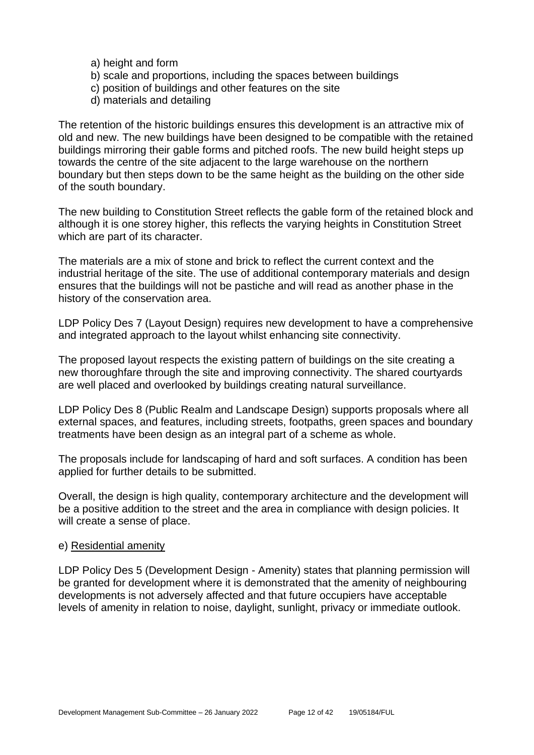a) height and form
b) scale and proportions, including the spaces between buildings
c) position of buildings and other features on the site
d) materials and detailing

The retention of the historic buildings ensures this development is an attractive mix of old and new. The new buildings have been designed to be compatible with the retained buildings mirroring their gable forms and pitched roofs. The new build height steps up towards the centre of the site adjacent to the large warehouse on the northern boundary but then steps down to be the same height as the building on the other side of the south boundary.

The new building to Constitution Street reflects the gable form of the retained block and although it is one storey higher, this reflects the varying heights in Constitution Street which are part of its character.

The materials are a mix of stone and brick to reflect the current context and the industrial heritage of the site. The use of additional contemporary materials and design ensures that the buildings will not be pastiche and will read as another phase in the history of the conservation area.

LDP Policy Des 7 (Layout Design) requires new development to have a comprehensive and integrated approach to the layout whilst enhancing site connectivity.

The proposed layout respects the existing pattern of buildings on the site creating a new thoroughfare through the site and improving connectivity. The shared courtyards are well placed and overlooked by buildings creating natural surveillance.

LDP Policy Des 8 (Public Realm and Landscape Design) supports proposals where all external spaces, and features, including streets, footpaths, green spaces and boundary treatments have been design as an integral part of a scheme as whole.

The proposals include for landscaping of hard and soft surfaces. A condition has been applied for further details to be submitted.

Overall, the design is high quality, contemporary architecture and the development will be a positive addition to the street and the area in compliance with design policies. It will create a sense of place.

e) <u>Residential amenity</u>

LDP Policy Des 5 (Development Design - Amenity) states that planning permission will be granted for development where it is demonstrated that the amenity of neighbouring developments is not adversely affected and that future occupiers have acceptable levels of amenity in relation to noise, daylight, sunlight, privacy or immediate outlook.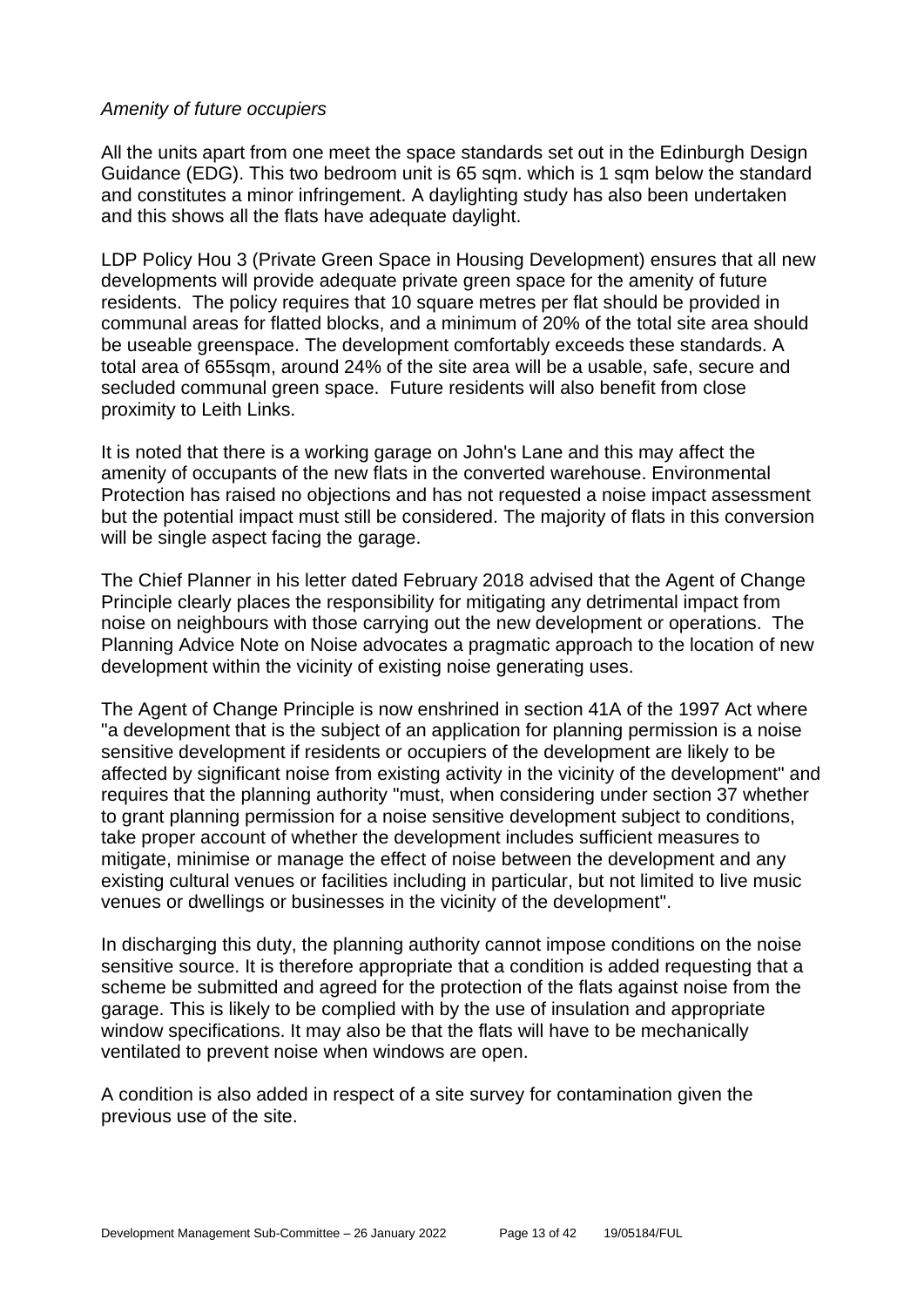*Amenity of future occupiers*

All the units apart from one meet the space standards set out in the Edinburgh Design Guidance (EDG). This two bedroom unit is 65 sqm. which is 1 sqm below the standard and constitutes a minor infringement. A daylighting study has also been undertaken and this shows all the flats have adequate daylight.

LDP Policy Hou 3 (Private Green Space in Housing Development) ensures that all new developments will provide adequate private green space for the amenity of future residents. The policy requires that 10 square metres per flat should be provided in communal areas for flatted blocks, and a minimum of 20% of the total site area should be useable greenspace. The development comfortably exceeds these standards. A total area of 655sqm, around 24% of the site area will be a usable, safe, secure and secluded communal green space. Future residents will also benefit from close proximity to Leith Links.

It is noted that there is a working garage on John's Lane and this may affect the amenity of occupants of the new flats in the converted warehouse. Environmental Protection has raised no objections and has not requested a noise impact assessment but the potential impact must still be considered. The majority of flats in this conversion will be single aspect facing the garage.

The Chief Planner in his letter dated February 2018 advised that the Agent of Change Principle clearly places the responsibility for mitigating any detrimental impact from noise on neighbours with those carrying out the new development or operations. The Planning Advice Note on Noise advocates a pragmatic approach to the location of new development within the vicinity of existing noise generating uses.

The Agent of Change Principle is now enshrined in section 41A of the 1997 Act where "a development that is the subject of an application for planning permission is a noise sensitive development if residents or occupiers of the development are likely to be affected by significant noise from existing activity in the vicinity of the development" and requires that the planning authority "must, when considering under section 37 whether to grant planning permission for a noise sensitive development subject to conditions, take proper account of whether the development includes sufficient measures to mitigate, minimise or manage the effect of noise between the development and any existing cultural venues or facilities including in particular, but not limited to live music venues or dwellings or businesses in the vicinity of the development".

In discharging this duty, the planning authority cannot impose conditions on the noise sensitive source. It is therefore appropriate that a condition is added requesting that a scheme be submitted and agreed for the protection of the flats against noise from the garage. This is likely to be complied with by the use of insulation and appropriate window specifications. It may also be that the flats will have to be mechanically ventilated to prevent noise when windows are open.

A condition is also added in respect of a site survey for contamination given the previous use of the site.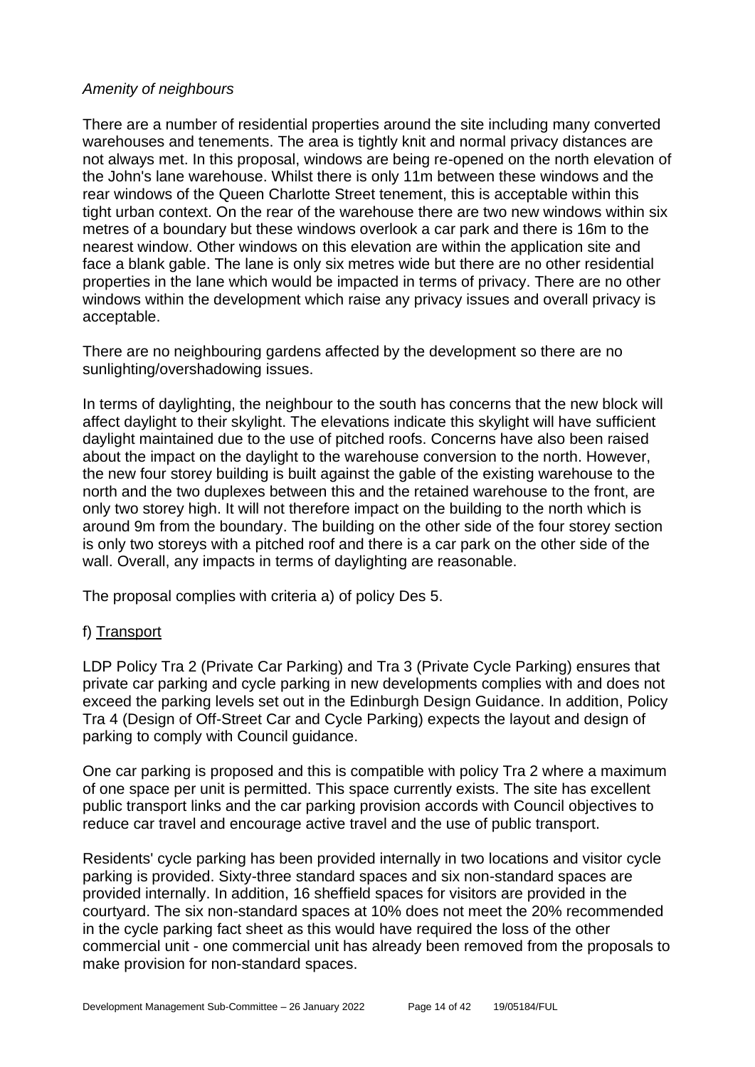*Amenity of neighbours*

There are a number of residential properties around the site including many converted warehouses and tenements. The area is tightly knit and normal privacy distances are not always met. In this proposal, windows are being re-opened on the north elevation of the John's lane warehouse. Whilst there is only 11m between these windows and the rear windows of the Queen Charlotte Street tenement, this is acceptable within this tight urban context. On the rear of the warehouse there are two new windows within six metres of a boundary but these windows overlook a car park and there is 16m to the nearest window. Other windows on this elevation are within the application site and face a blank gable. The lane is only six metres wide but there are no other residential properties in the lane which would be impacted in terms of privacy. There are no other windows within the development which raise any privacy issues and overall privacy is acceptable.

There are no neighbouring gardens affected by the development so there are no sunlighting/overshadowing issues.

In terms of daylighting, the neighbour to the south has concerns that the new block will affect daylight to their skylight. The elevations indicate this skylight will have sufficient daylight maintained due to the use of pitched roofs. Concerns have also been raised about the impact on the daylight to the warehouse conversion to the north. However, the new four storey building is built against the gable of the existing warehouse to the north and the two duplexes between this and the retained warehouse to the front, are only two storey high. It will not therefore impact on the building to the north which is around 9m from the boundary. The building on the other side of the four storey section is only two storeys with a pitched roof and there is a car park on the other side of the wall. Overall, any impacts in terms of daylighting are reasonable.

The proposal complies with criteria a) of policy Des 5.

f) Transport

LDP Policy Tra 2 (Private Car Parking) and Tra 3 (Private Cycle Parking) ensures that private car parking and cycle parking in new developments complies with and does not exceed the parking levels set out in the Edinburgh Design Guidance. In addition, Policy Tra 4 (Design of Off-Street Car and Cycle Parking) expects the layout and design of parking to comply with Council guidance.

One car parking is proposed and this is compatible with policy Tra 2 where a maximum of one space per unit is permitted. This space currently exists. The site has excellent public transport links and the car parking provision accords with Council objectives to reduce car travel and encourage active travel and the use of public transport.

Residents' cycle parking has been provided internally in two locations and visitor cycle parking is provided. Sixty-three standard spaces and six non-standard spaces are provided internally. In addition, 16 sheffield spaces for visitors are provided in the courtyard. The six non-standard spaces at 10% does not meet the 20% recommended in the cycle parking fact sheet as this would have required the loss of the other commercial unit - one commercial unit has already been removed from the proposals to make provision for non-standard spaces.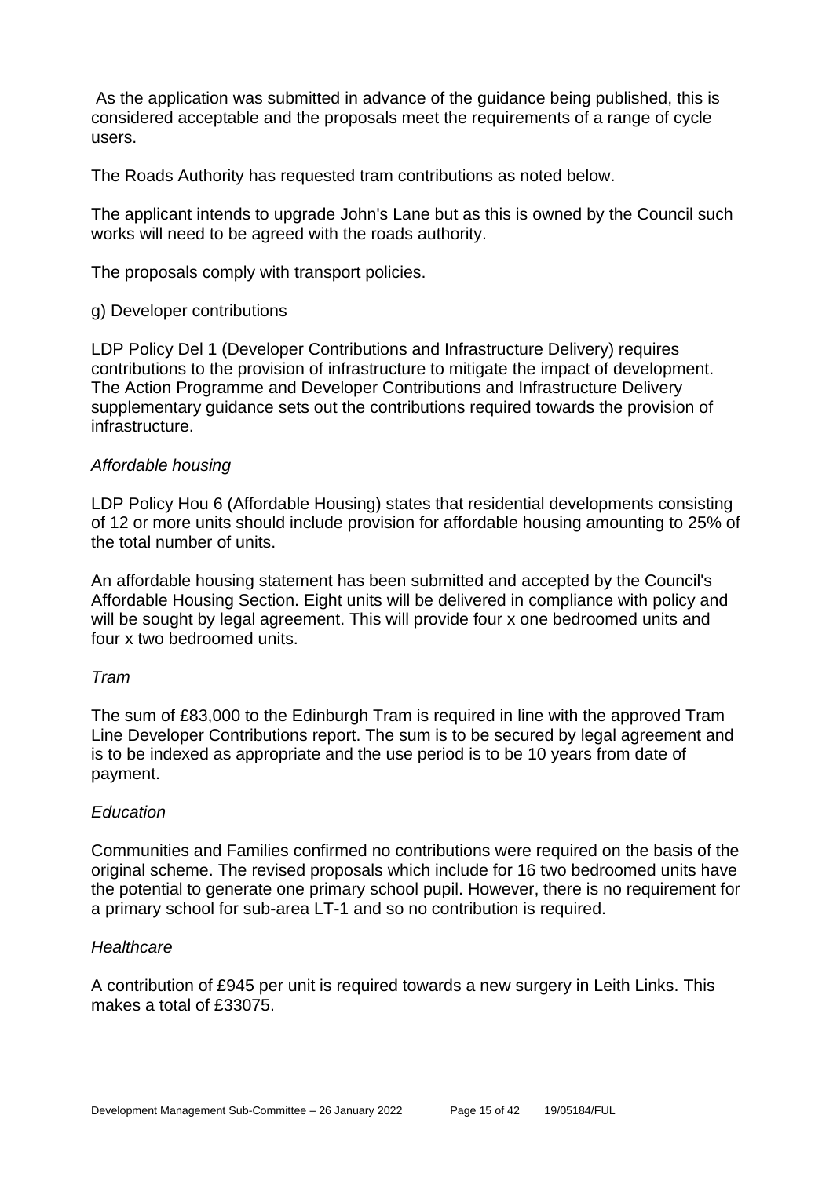As the application was submitted in advance of the guidance being published, this is considered acceptable and the proposals meet the requirements of a range of cycle users.

The Roads Authority has requested tram contributions as noted below.

The applicant intends to upgrade John's Lane but as this is owned by the Council such works will need to be agreed with the roads authority.

The proposals comply with transport policies.

g) Developer contributions

LDP Policy Del 1 (Developer Contributions and Infrastructure Delivery) requires contributions to the provision of infrastructure to mitigate the impact of development. The Action Programme and Developer Contributions and Infrastructure Delivery supplementary guidance sets out the contributions required towards the provision of infrastructure.

*Affordable housing*

LDP Policy Hou 6 (Affordable Housing) states that residential developments consisting of 12 or more units should include provision for affordable housing amounting to 25% of the total number of units.

An affordable housing statement has been submitted and accepted by the Council's Affordable Housing Section. Eight units will be delivered in compliance with policy and will be sought by legal agreement. This will provide four x one bedroomed units and four x two bedroomed units.

*Tram*

The sum of £83,000 to the Edinburgh Tram is required in line with the approved Tram Line Developer Contributions report. The sum is to be secured by legal agreement and is to be indexed as appropriate and the use period is to be 10 years from date of payment.

*Education*

Communities and Families confirmed no contributions were required on the basis of the original scheme. The revised proposals which include for 16 two bedroomed units have the potential to generate one primary school pupil. However, there is no requirement for a primary school for sub-area LT-1 and so no contribution is required.

*Healthcare*

A contribution of £945 per unit is required towards a new surgery in Leith Links. This makes a total of £33075.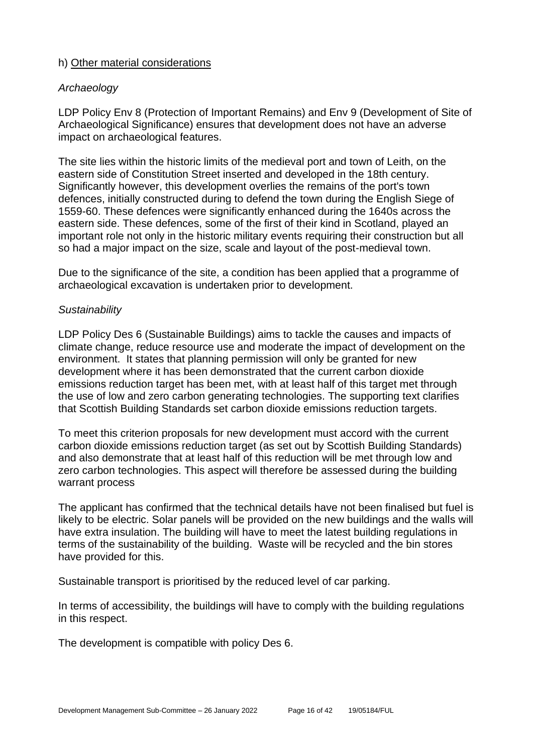h) Other material considerations

*Archaeology*

LDP Policy Env 8 (Protection of Important Remains) and Env 9 (Development of Site of Archaeological Significance) ensures that development does not have an adverse impact on archaeological features.

The site lies within the historic limits of the medieval port and town of Leith, on the eastern side of Constitution Street inserted and developed in the 18th century. Significantly however, this development overlies the remains of the port's town defences, initially constructed during to defend the town during the English Siege of 1559-60. These defences were significantly enhanced during the 1640s across the eastern side. These defences, some of the first of their kind in Scotland, played an important role not only in the historic military events requiring their construction but all so had a major impact on the size, scale and layout of the post-medieval town.

Due to the significance of the site, a condition has been applied that a programme of archaeological excavation is undertaken prior to development.

*Sustainability*

LDP Policy Des 6 (Sustainable Buildings) aims to tackle the causes and impacts of climate change, reduce resource use and moderate the impact of development on the environment. It states that planning permission will only be granted for new development where it has been demonstrated that the current carbon dioxide emissions reduction target has been met, with at least half of this target met through the use of low and zero carbon generating technologies. The supporting text clarifies that Scottish Building Standards set carbon dioxide emissions reduction targets.

To meet this criterion proposals for new development must accord with the current carbon dioxide emissions reduction target (as set out by Scottish Building Standards) and also demonstrate that at least half of this reduction will be met through low and zero carbon technologies. This aspect will therefore be assessed during the building warrant process

The applicant has confirmed that the technical details have not been finalised but fuel is likely to be electric. Solar panels will be provided on the new buildings and the walls will have extra insulation. The building will have to meet the latest building regulations in terms of the sustainability of the building. Waste will be recycled and the bin stores have provided for this.

Sustainable transport is prioritised by the reduced level of car parking.

In terms of accessibility, the buildings will have to comply with the building regulations in this respect.

The development is compatible with policy Des 6.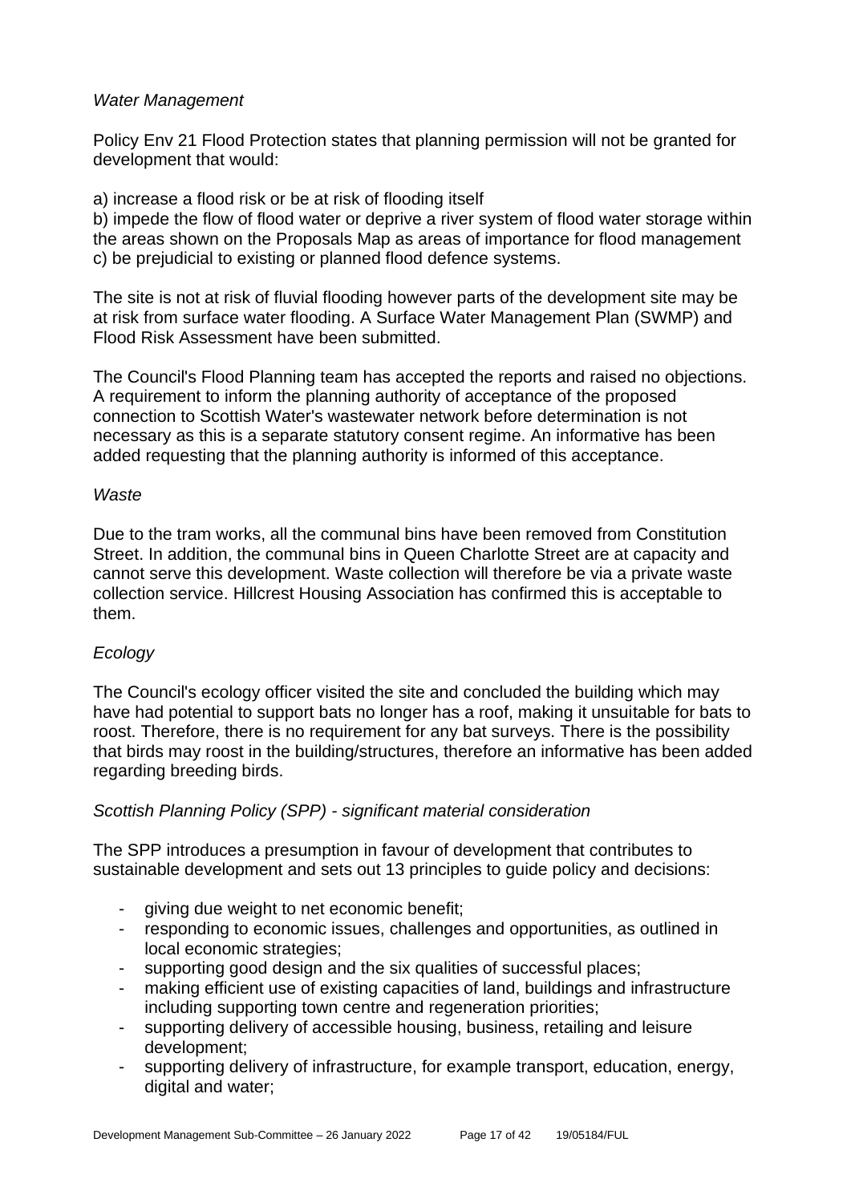*Water Management*

Policy Env 21 Flood Protection states that planning permission will not be granted for development that would:

a) increase a flood risk or be at risk of flooding itself
b) impede the flow of flood water or deprive a river system of flood water storage within the areas shown on the Proposals Map as areas of importance for flood management
c) be prejudicial to existing or planned flood defence systems.

The site is not at risk of fluvial flooding however parts of the development site may be at risk from surface water flooding. A Surface Water Management Plan (SWMP) and Flood Risk Assessment have been submitted.

The Council's Flood Planning team has accepted the reports and raised no objections. A requirement to inform the planning authority of acceptance of the proposed connection to Scottish Water's wastewater network before determination is not necessary as this is a separate statutory consent regime. An informative has been added requesting that the planning authority is informed of this acceptance.

*Waste*

Due to the tram works, all the communal bins have been removed from Constitution Street. In addition, the communal bins in Queen Charlotte Street are at capacity and cannot serve this development. Waste collection will therefore be via a private waste collection service. Hillcrest Housing Association has confirmed this is acceptable to them.

*Ecology*

The Council's ecology officer visited the site and concluded the building which may have had potential to support bats no longer has a roof, making it unsuitable for bats to roost. Therefore, there is no requirement for any bat surveys. There is the possibility that birds may roost in the building/structures, therefore an informative has been added regarding breeding birds.

*Scottish Planning Policy (SPP) - significant material consideration*

The SPP introduces a presumption in favour of development that contributes to sustainable development and sets out 13 principles to guide policy and decisions:

- giving due weight to net economic benefit;
- responding to economic issues, challenges and opportunities, as outlined in local economic strategies;
- supporting good design and the six qualities of successful places;
- making efficient use of existing capacities of land, buildings and infrastructure including supporting town centre and regeneration priorities;
- supporting delivery of accessible housing, business, retailing and leisure development;
- supporting delivery of infrastructure, for example transport, education, energy, digital and water;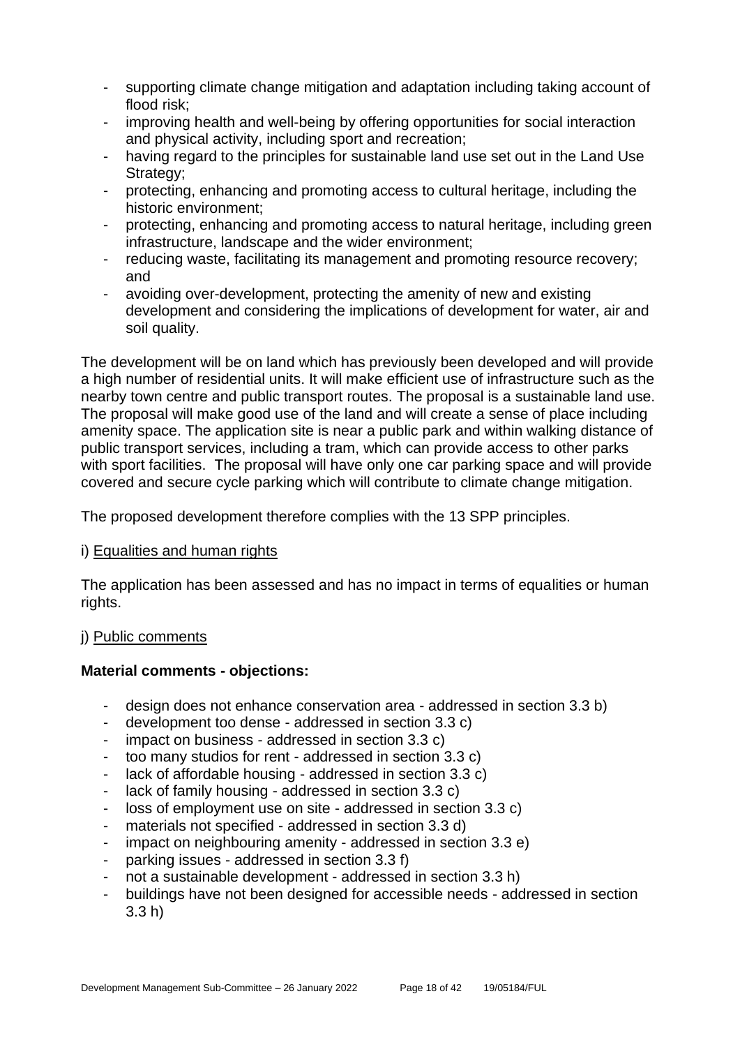- supporting climate change mitigation and adaptation including taking account of flood risk;
- improving health and well-being by offering opportunities for social interaction and physical activity, including sport and recreation;
- having regard to the principles for sustainable land use set out in the Land Use Strategy;
- protecting, enhancing and promoting access to cultural heritage, including the historic environment;
- protecting, enhancing and promoting access to natural heritage, including green infrastructure, landscape and the wider environment;
- reducing waste, facilitating its management and promoting resource recovery; and
- avoiding over-development, protecting the amenity of new and existing development and considering the implications of development for water, air and soil quality.

The development will be on land which has previously been developed and will provide a high number of residential units. It will make efficient use of infrastructure such as the nearby town centre and public transport routes. The proposal is a sustainable land use. The proposal will make good use of the land and will create a sense of place including amenity space. The application site is near a public park and within walking distance of public transport services, including a tram, which can provide access to other parks with sport facilities. The proposal will have only one car parking space and will provide covered and secure cycle parking which will contribute to climate change mitigation.

The proposed development therefore complies with the 13 SPP principles.

i) Equalities and human rights

The application has been assessed and has no impact in terms of equalities or human rights.

j) Public comments

**Material comments - objections:**

- design does not enhance conservation area - addressed in section 3.3 b)
- development too dense - addressed in section 3.3 c)
- impact on business - addressed in section 3.3 c)
- too many studios for rent - addressed in section 3.3 c)
- lack of affordable housing - addressed in section 3.3 c)
- lack of family housing - addressed in section 3.3 c)
- loss of employment use on site - addressed in section 3.3 c)
- materials not specified - addressed in section 3.3 d)
- impact on neighbouring amenity - addressed in section 3.3 e)
- parking issues - addressed in section 3.3 f)
- not a sustainable development - addressed in section 3.3 h)
- buildings have not been designed for accessible needs - addressed in section 3.3 h)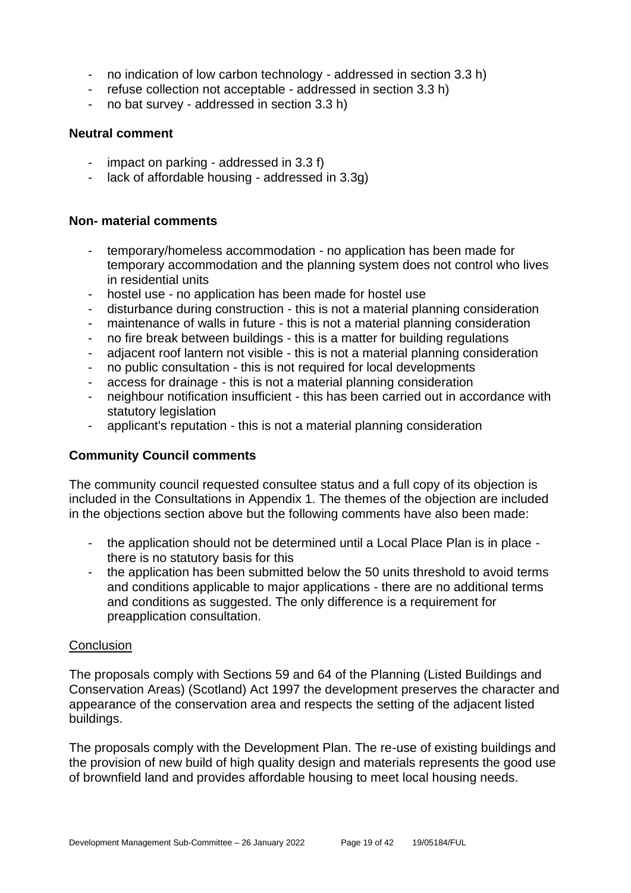- no indication of low carbon technology - addressed in section 3.3 h)
- refuse collection not acceptable - addressed in section 3.3 h)
- no bat survey - addressed in section 3.3 h)

**Neutral comment**

- impact on parking - addressed in 3.3 f)
- lack of affordable housing - addressed in 3.3g)

**Non- material comments**

- temporary/homeless accommodation - no application has been made for temporary accommodation and the planning system does not control who lives in residential units
- hostel use - no application has been made for hostel use
- disturbance during construction - this is not a material planning consideration
- maintenance of walls in future - this is not a material planning consideration
- no fire break between buildings - this is a matter for building regulations
- adjacent roof lantern not visible - this is not a material planning consideration
- no public consultation - this is not required for local developments
- access for drainage - this is not a material planning consideration
- neighbour notification insufficient - this has been carried out in accordance with statutory legislation
- applicant's reputation - this is not a material planning consideration

**Community Council comments**

The community council requested consultee status and a full copy of its objection is included in the Consultations in Appendix 1. The themes of the objection are included in the objections section above but the following comments have also been made:

- the application should not be determined until a Local Place Plan is in place - there is no statutory basis for this
- the application has been submitted below the 50 units threshold to avoid terms and conditions applicable to major applications - there are no additional terms and conditions as suggested. The only difference is a requirement for preapplication consultation.

Conclusion

The proposals comply with Sections 59 and 64 of the Planning (Listed Buildings and Conservation Areas) (Scotland) Act 1997 the development preserves the character and appearance of the conservation area and respects the setting of the adjacent listed buildings.

The proposals comply with the Development Plan. The re-use of existing buildings and the provision of new build of high quality design and materials represents the good use of brownfield land and provides affordable housing to meet local housing needs.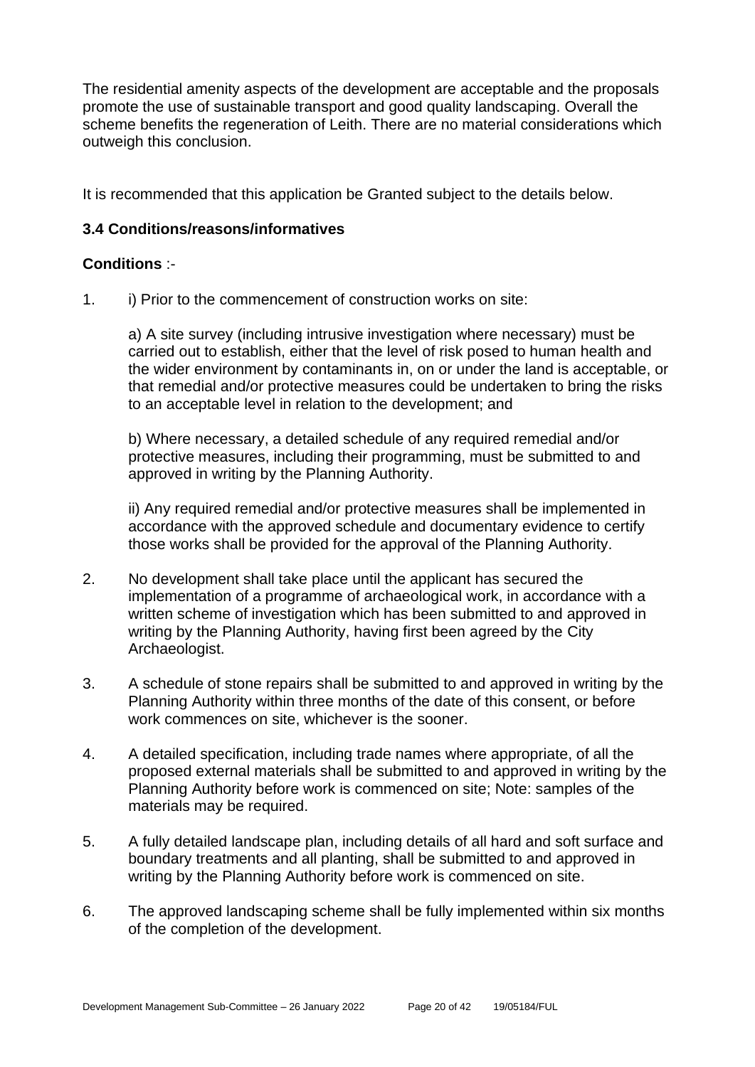The residential amenity aspects of the development are acceptable and the proposals promote the use of sustainable transport and good quality landscaping. Overall the scheme benefits the regeneration of Leith. There are no material considerations which outweigh this conclusion.

It is recommended that this application be Granted subject to the details below.

### 3.4 Conditions/reasons/informatives

**Conditions** :-

1. i) Prior to the commencement of construction works on site:

   a) A site survey (including intrusive investigation where necessary) must be carried out to establish, either that the level of risk posed to human health and the wider environment by contaminants in, on or under the land is acceptable, or that remedial and/or protective measures could be undertaken to bring the risks to an acceptable level in relation to the development; and

   b) Where necessary, a detailed schedule of any required remedial and/or protective measures, including their programming, must be submitted to and approved in writing by the Planning Authority.

   ii) Any required remedial and/or protective measures shall be implemented in accordance with the approved schedule and documentary evidence to certify those works shall be provided for the approval of the Planning Authority.

2. No development shall take place until the applicant has secured the implementation of a programme of archaeological work, in accordance with a written scheme of investigation which has been submitted to and approved in writing by the Planning Authority, having first been agreed by the City Archaeologist.

3. A schedule of stone repairs shall be submitted to and approved in writing by the Planning Authority within three months of the date of this consent, or before work commences on site, whichever is the sooner.

4. A detailed specification, including trade names where appropriate, of all the proposed external materials shall be submitted to and approved in writing by the Planning Authority before work is commenced on site; Note: samples of the materials may be required.

5. A fully detailed landscape plan, including details of all hard and soft surface and boundary treatments and all planting, shall be submitted to and approved in writing by the Planning Authority before work is commenced on site.

6. The approved landscaping scheme shall be fully implemented within six months of the completion of the development.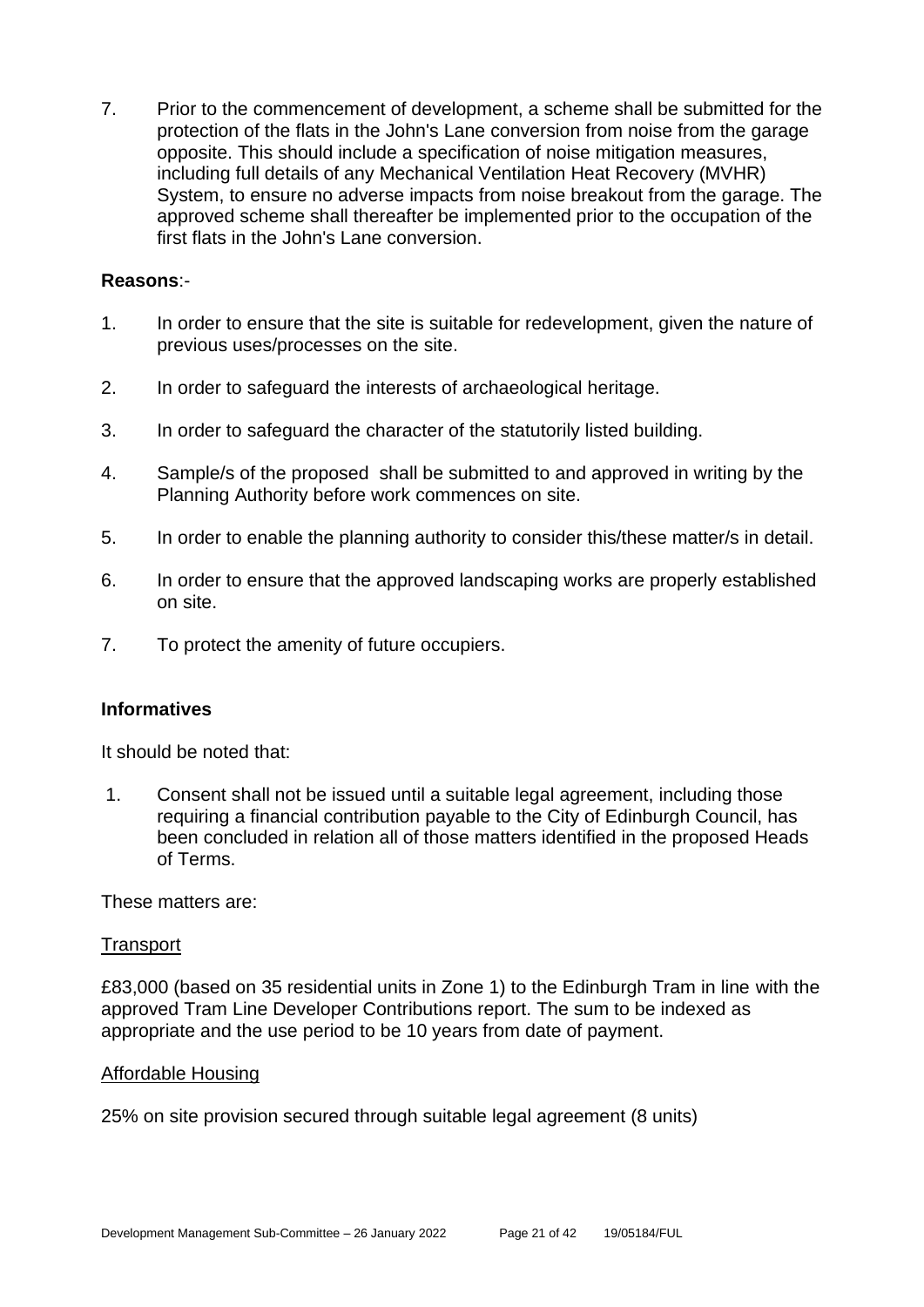7. Prior to the commencement of development, a scheme shall be submitted for the protection of the flats in the John's Lane conversion from noise from the garage opposite. This should include a specification of noise mitigation measures, including full details of any Mechanical Ventilation Heat Recovery (MVHR) System, to ensure no adverse impacts from noise breakout from the garage. The approved scheme shall thereafter be implemented prior to the occupation of the first flats in the John's Lane conversion.

**Reasons**:-

1. In order to ensure that the site is suitable for redevelopment, given the nature of previous uses/processes on the site.
2. In order to safeguard the interests of archaeological heritage.
3. In order to safeguard the character of the statutorily listed building.
4. Sample/s of the proposed shall be submitted to and approved in writing by the Planning Authority before work commences on site.
5. In order to enable the planning authority to consider this/these matter/s in detail.
6. In order to ensure that the approved landscaping works are properly established on site.
7. To protect the amenity of future occupiers.

**Informatives**

It should be noted that:

1. Consent shall not be issued until a suitable legal agreement, including those requiring a financial contribution payable to the City of Edinburgh Council, has been concluded in relation all of those matters identified in the proposed Heads of Terms.

These matters are:

Transport

£83,000 (based on 35 residential units in Zone 1) to the Edinburgh Tram in line with the approved Tram Line Developer Contributions report. The sum to be indexed as appropriate and the use period to be 10 years from date of payment.

Affordable Housing

25% on site provision secured through suitable legal agreement (8 units)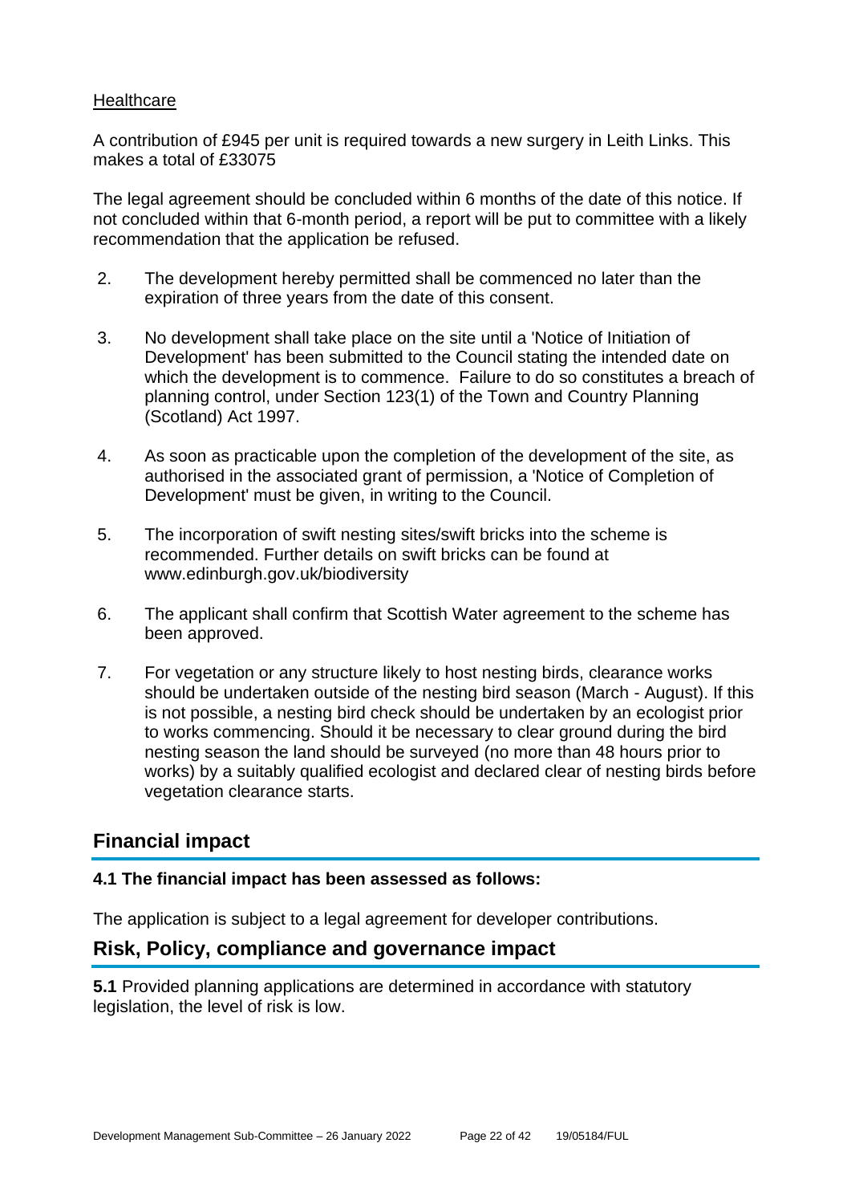Healthcare

A contribution of £945 per unit is required towards a new surgery in Leith Links. This makes a total of £33075

The legal agreement should be concluded within 6 months of the date of this notice. If not concluded within that 6-month period, a report will be put to committee with a likely recommendation that the application be refused.

2. The development hereby permitted shall be commenced no later than the expiration of three years from the date of this consent.

3. No development shall take place on the site until a 'Notice of Initiation of Development' has been submitted to the Council stating the intended date on which the development is to commence. Failure to do so constitutes a breach of planning control, under Section 123(1) of the Town and Country Planning (Scotland) Act 1997.

4. As soon as practicable upon the completion of the development of the site, as authorised in the associated grant of permission, a 'Notice of Completion of Development' must be given, in writing to the Council.

5. The incorporation of swift nesting sites/swift bricks into the scheme is recommended. Further details on swift bricks can be found at www.edinburgh.gov.uk/biodiversity

6. The applicant shall confirm that Scottish Water agreement to the scheme has been approved.

7. For vegetation or any structure likely to host nesting birds, clearance works should be undertaken outside of the nesting bird season (March - August). If this is not possible, a nesting bird check should be undertaken by an ecologist prior to works commencing. Should it be necessary to clear ground during the bird nesting season the land should be surveyed (no more than 48 hours prior to works) by a suitably qualified ecologist and declared clear of nesting birds before vegetation clearance starts.

## Financial impact

**4.1 The financial impact has been assessed as follows:**

The application is subject to a legal agreement for developer contributions.

## Risk, Policy, compliance and governance impact

**5.1** Provided planning applications are determined in accordance with statutory legislation, the level of risk is low.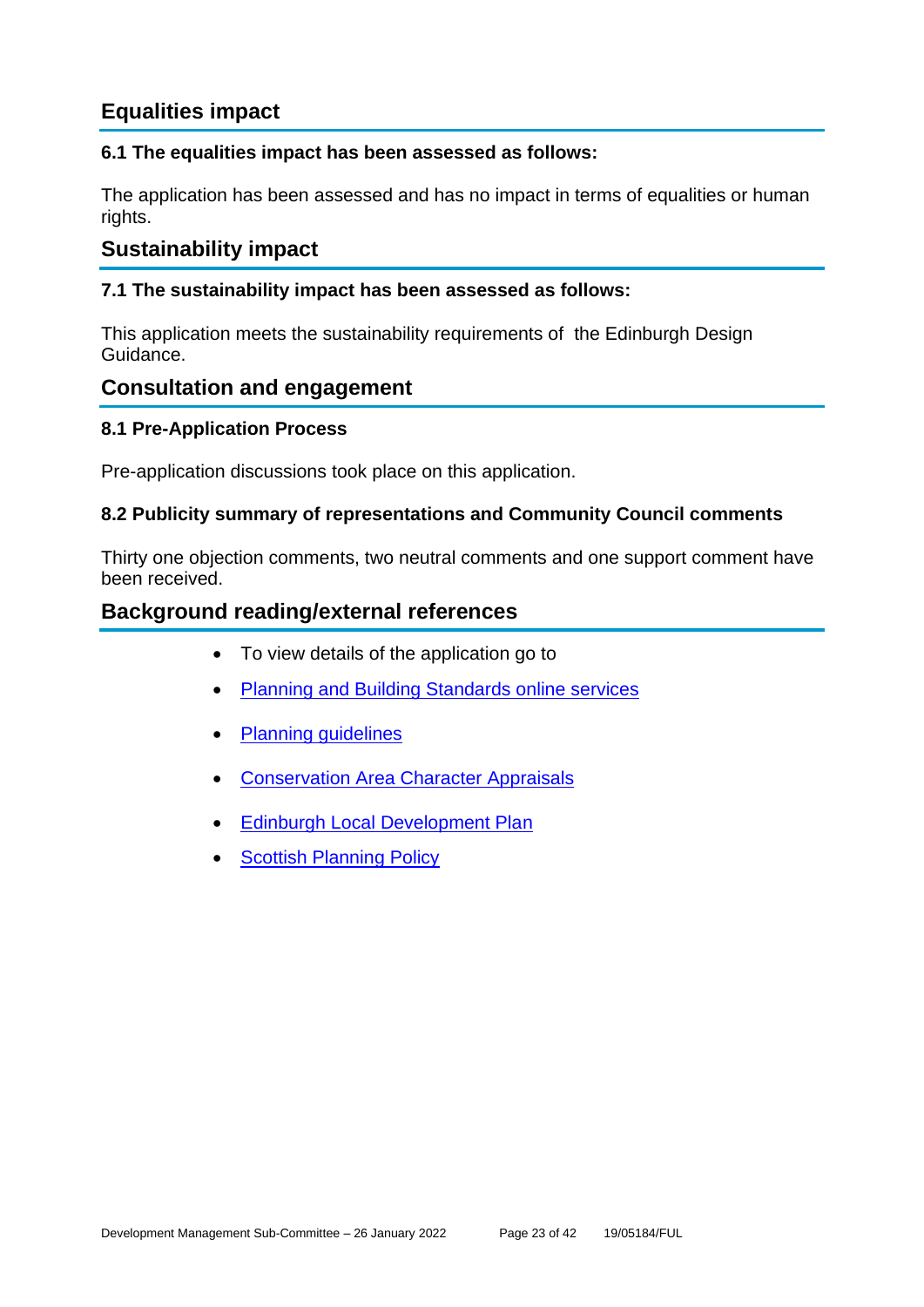## Equalities impact

### 6.1 The equalities impact has been assessed as follows:

The application has been assessed and has no impact in terms of equalities or human rights.

## Sustainability impact

### 7.1 The sustainability impact has been assessed as follows:

This application meets the sustainability requirements of the Edinburgh Design Guidance.

## Consultation and engagement

### 8.1 Pre-Application Process

Pre-application discussions took place on this application.

### 8.2 Publicity summary of representations and Community Council comments

Thirty one objection comments, two neutral comments and one support comment have been received.

## Background reading/external references

- To view details of the application go to
- Planning and Building Standards online services
- Planning guidelines
- Conservation Area Character Appraisals
- Edinburgh Local Development Plan
- Scottish Planning Policy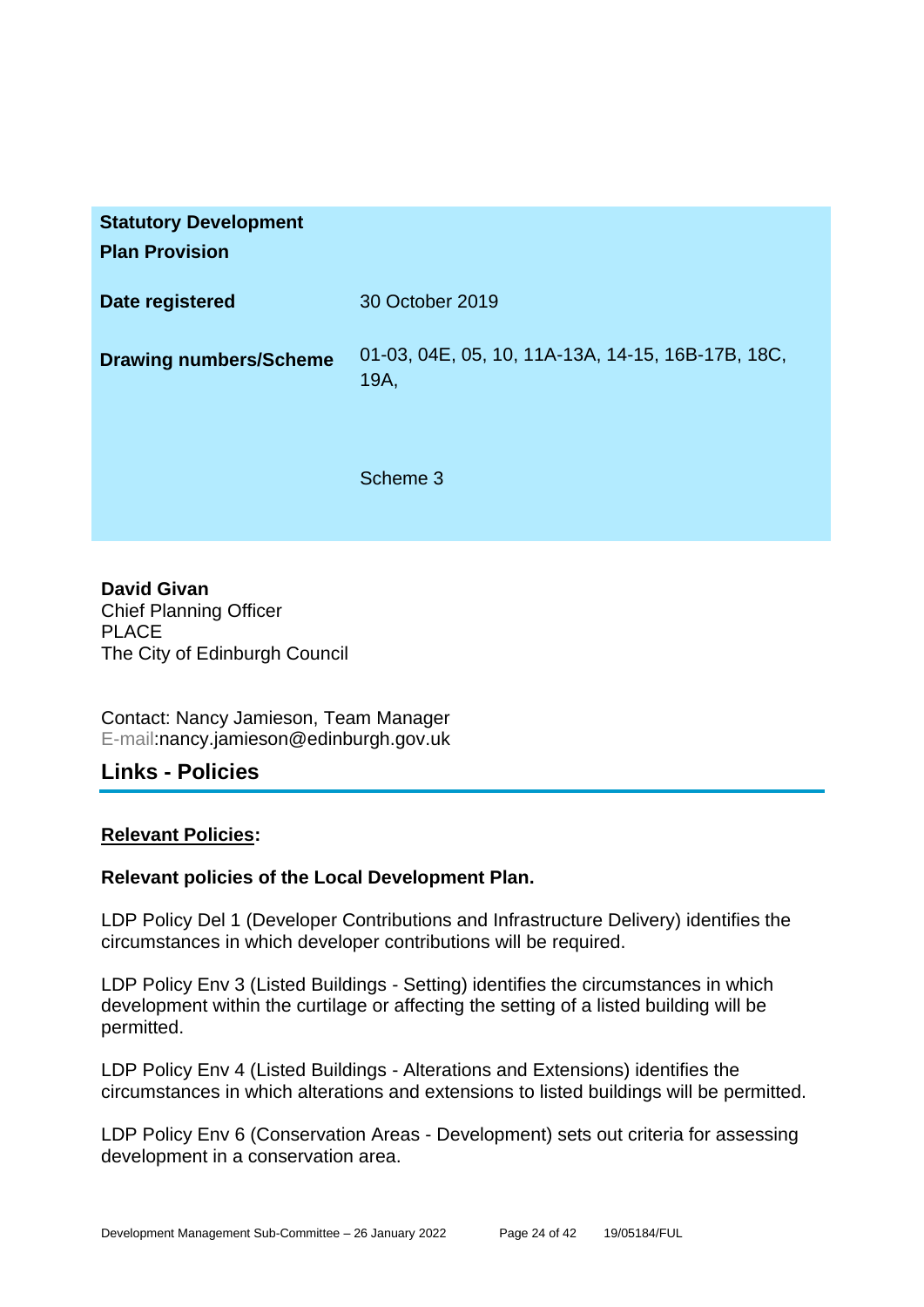| | |
|---|---|
| **Statutory Development Plan Provision** | |
| **Date registered** | 30 October 2019 |
| **Drawing numbers/Scheme** | 01-03, 04E, 05, 10, 11A-13A, 14-15, 16B-17B, 18C, 19A,<br><br>Scheme 3 |

**David Givan**
Chief Planning Officer
PLACE
The City of Edinburgh Council

Contact: Nancy Jamieson, Team Manager
E-mail:nancy.jamieson@edinburgh.gov.uk

## Links - Policies

**Relevant Policies:**

**Relevant policies of the Local Development Plan.**

LDP Policy Del 1 (Developer Contributions and Infrastructure Delivery) identifies the circumstances in which developer contributions will be required.

LDP Policy Env 3 (Listed Buildings - Setting) identifies the circumstances in which development within the curtilage or affecting the setting of a listed building will be permitted.

LDP Policy Env 4 (Listed Buildings - Alterations and Extensions) identifies the circumstances in which alterations and extensions to listed buildings will be permitted.

LDP Policy Env 6 (Conservation Areas - Development) sets out criteria for assessing development in a conservation area.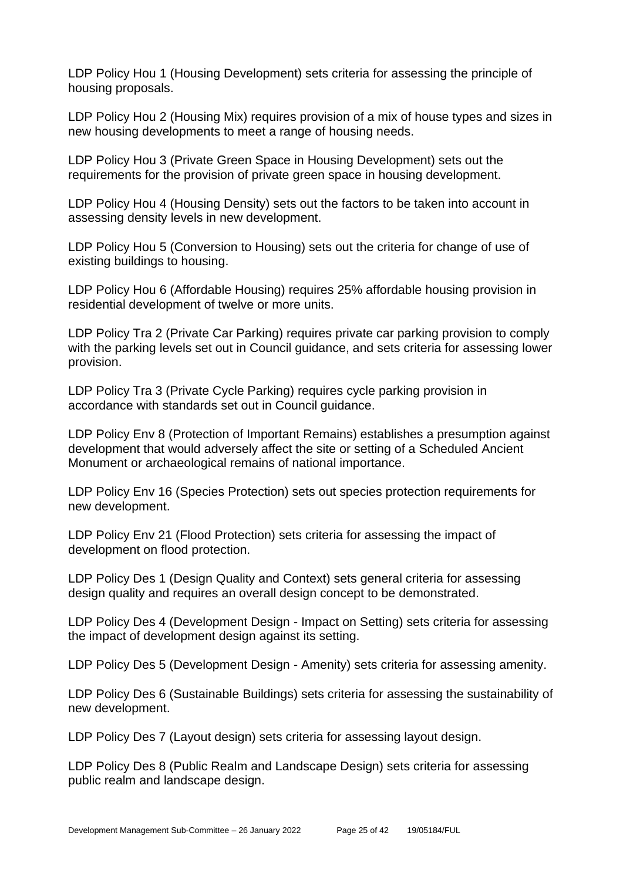LDP Policy Hou 1 (Housing Development) sets criteria for assessing the principle of housing proposals.

LDP Policy Hou 2 (Housing Mix) requires provision of a mix of house types and sizes in new housing developments to meet a range of housing needs.

LDP Policy Hou 3 (Private Green Space in Housing Development) sets out the requirements for the provision of private green space in housing development.

LDP Policy Hou 4 (Housing Density) sets out the factors to be taken into account in assessing density levels in new development.

LDP Policy Hou 5 (Conversion to Housing) sets out the criteria for change of use of existing buildings to housing.

LDP Policy Hou 6 (Affordable Housing) requires 25% affordable housing provision in residential development of twelve or more units.

LDP Policy Tra 2 (Private Car Parking) requires private car parking provision to comply with the parking levels set out in Council guidance, and sets criteria for assessing lower provision.

LDP Policy Tra 3 (Private Cycle Parking) requires cycle parking provision in accordance with standards set out in Council guidance.

LDP Policy Env 8 (Protection of Important Remains) establishes a presumption against development that would adversely affect the site or setting of a Scheduled Ancient Monument or archaeological remains of national importance.

LDP Policy Env 16 (Species Protection) sets out species protection requirements for new development.

LDP Policy Env 21 (Flood Protection) sets criteria for assessing the impact of development on flood protection.

LDP Policy Des 1 (Design Quality and Context) sets general criteria for assessing design quality and requires an overall design concept to be demonstrated.

LDP Policy Des 4 (Development Design - Impact on Setting) sets criteria for assessing the impact of development design against its setting.

LDP Policy Des 5 (Development Design - Amenity) sets criteria for assessing amenity.

LDP Policy Des 6 (Sustainable Buildings) sets criteria for assessing the sustainability of new development.

LDP Policy Des 7 (Layout design) sets criteria for assessing layout design.

LDP Policy Des 8 (Public Realm and Landscape Design) sets criteria for assessing public realm and landscape design.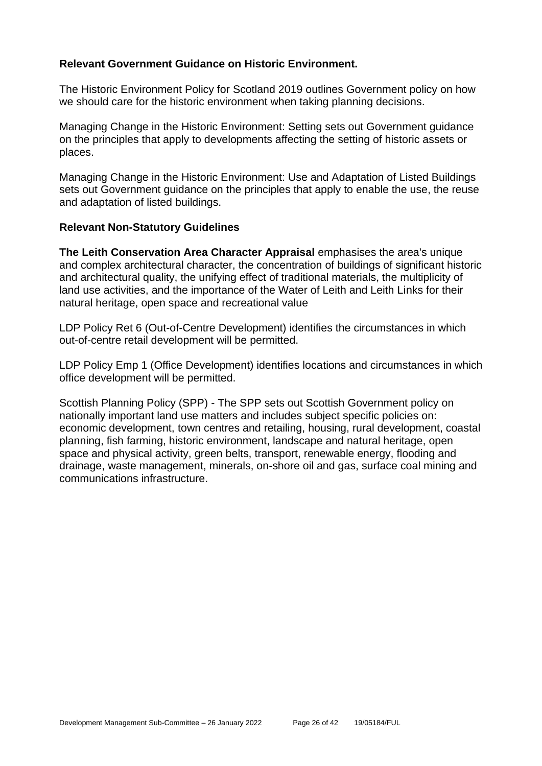**Relevant Government Guidance on Historic Environment.**

The Historic Environment Policy for Scotland 2019 outlines Government policy on how we should care for the historic environment when taking planning decisions.

Managing Change in the Historic Environment: Setting sets out Government guidance on the principles that apply to developments affecting the setting of historic assets or places.

Managing Change in the Historic Environment: Use and Adaptation of Listed Buildings sets out Government guidance on the principles that apply to enable the use, the reuse and adaptation of listed buildings.

**Relevant Non-Statutory Guidelines**

**The Leith Conservation Area Character Appraisal** emphasises the area's unique and complex architectural character, the concentration of buildings of significant historic and architectural quality, the unifying effect of traditional materials, the multiplicity of land use activities, and the importance of the Water of Leith and Leith Links for their natural heritage, open space and recreational value

LDP Policy Ret 6 (Out-of-Centre Development) identifies the circumstances in which out-of-centre retail development will be permitted.

LDP Policy Emp 1 (Office Development) identifies locations and circumstances in which office development will be permitted.

Scottish Planning Policy (SPP) - The SPP sets out Scottish Government policy on nationally important land use matters and includes subject specific policies on: economic development, town centres and retailing, housing, rural development, coastal planning, fish farming, historic environment, landscape and natural heritage, open space and physical activity, green belts, transport, renewable energy, flooding and drainage, waste management, minerals, on-shore oil and gas, surface coal mining and communications infrastructure.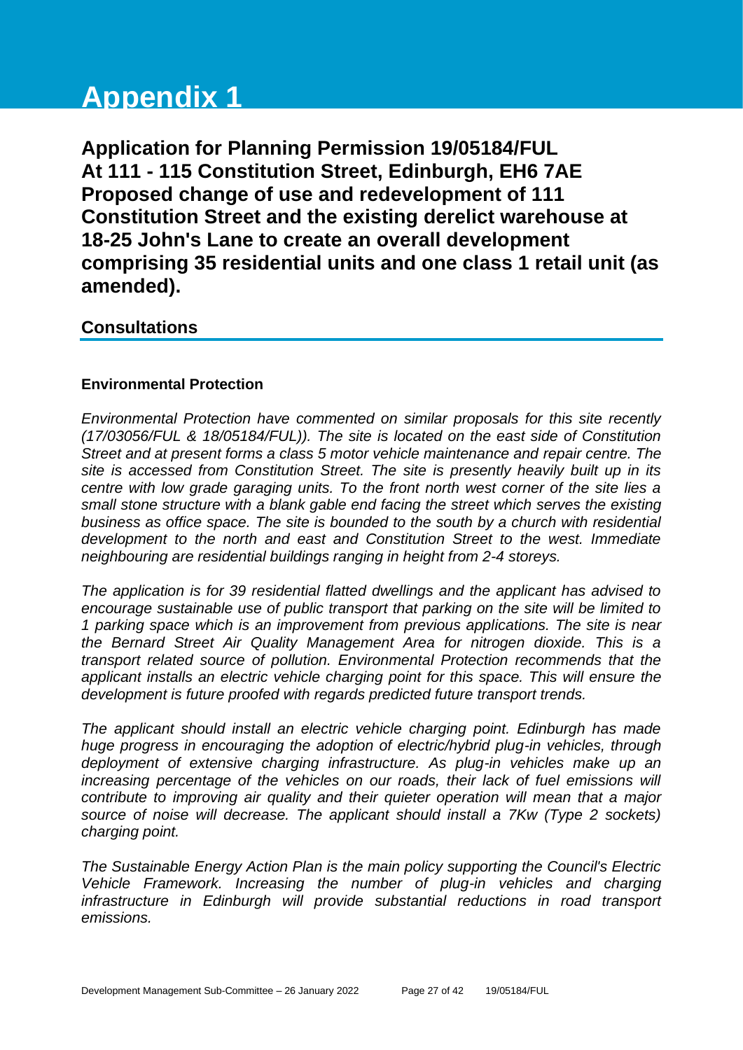# Appendix 1

**Application for Planning Permission 19/05184/FUL**
**At 111 - 115 Constitution Street, Edinburgh, EH6 7AE**
**Proposed change of use and redevelopment of 111 Constitution Street and the existing derelict warehouse at 18-25 John's Lane to create an overall development comprising 35 residential units and one class 1 retail unit (as amended).**

## Consultations

### Environmental Protection

*Environmental Protection have commented on similar proposals for this site recently (17/03056/FUL & 18/05184/FUL)). The site is located on the east side of Constitution Street and at present forms a class 5 motor vehicle maintenance and repair centre. The site is accessed from Constitution Street. The site is presently heavily built up in its centre with low grade garaging units. To the front north west corner of the site lies a small stone structure with a blank gable end facing the street which serves the existing business as office space. The site is bounded to the south by a church with residential development to the north and east and Constitution Street to the west. Immediate neighbouring are residential buildings ranging in height from 2-4 storeys.*

*The application is for 39 residential flatted dwellings and the applicant has advised to encourage sustainable use of public transport that parking on the site will be limited to 1 parking space which is an improvement from previous applications. The site is near the Bernard Street Air Quality Management Area for nitrogen dioxide. This is a transport related source of pollution. Environmental Protection recommends that the applicant installs an electric vehicle charging point for this space. This will ensure the development is future proofed with regards predicted future transport trends.*

*The applicant should install an electric vehicle charging point. Edinburgh has made huge progress in encouraging the adoption of electric/hybrid plug-in vehicles, through deployment of extensive charging infrastructure. As plug-in vehicles make up an increasing percentage of the vehicles on our roads, their lack of fuel emissions will contribute to improving air quality and their quieter operation will mean that a major source of noise will decrease. The applicant should install a 7Kw (Type 2 sockets) charging point.*

*The Sustainable Energy Action Plan is the main policy supporting the Council's Electric Vehicle Framework. Increasing the number of plug-in vehicles and charging infrastructure in Edinburgh will provide substantial reductions in road transport emissions.*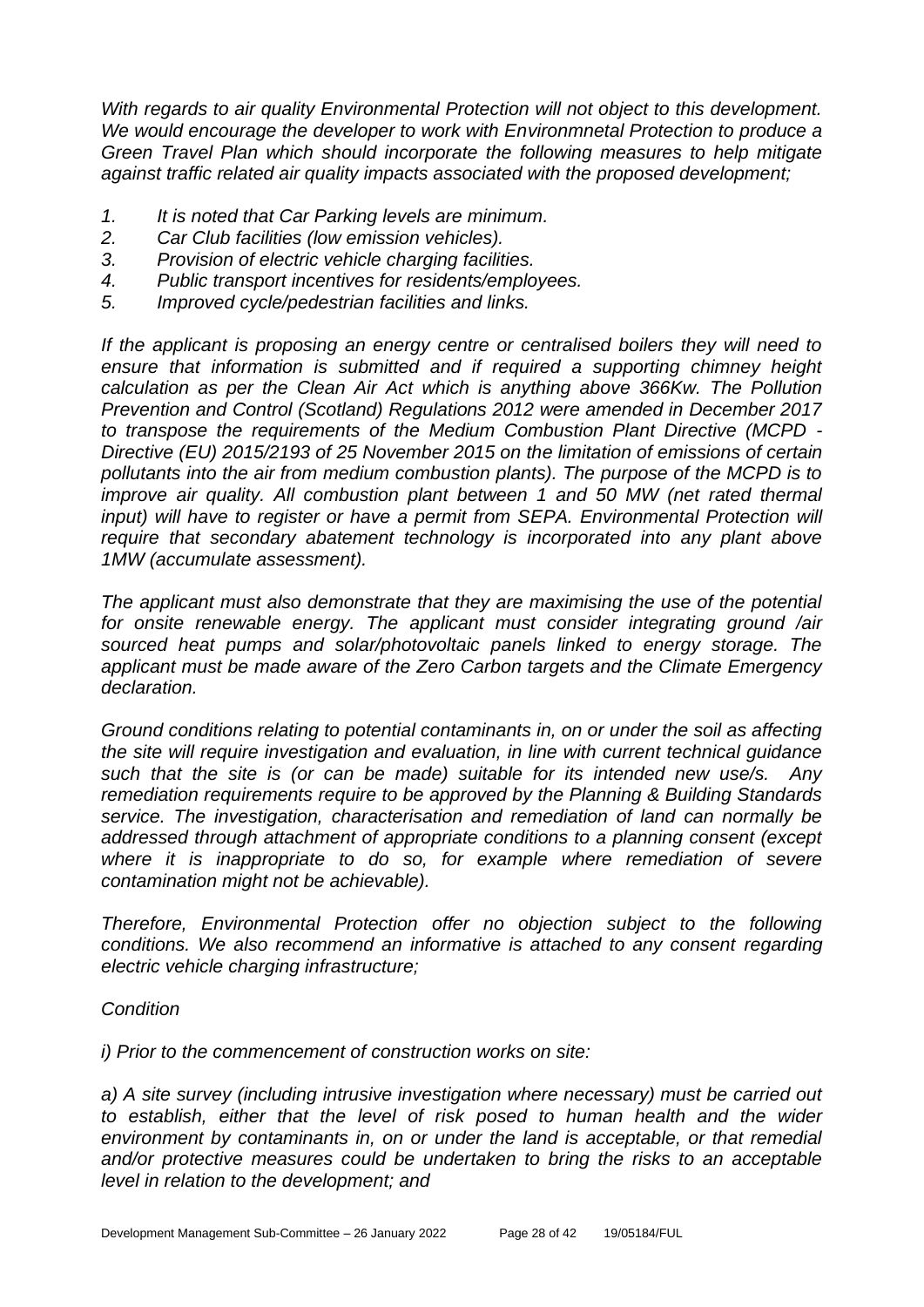*With regards to air quality Environmental Protection will not object to this development. We would encourage the developer to work with Environmnetal Protection to produce a Green Travel Plan which should incorporate the following measures to help mitigate against traffic related air quality impacts associated with the proposed development;*

1. *It is noted that Car Parking levels are minimum.*
2. *Car Club facilities (low emission vehicles).*
3. *Provision of electric vehicle charging facilities.*
4. *Public transport incentives for residents/employees.*
5. *Improved cycle/pedestrian facilities and links.*

*If the applicant is proposing an energy centre or centralised boilers they will need to ensure that information is submitted and if required a supporting chimney height calculation as per the Clean Air Act which is anything above 366Kw. The Pollution Prevention and Control (Scotland) Regulations 2012 were amended in December 2017 to transpose the requirements of the Medium Combustion Plant Directive (MCPD - Directive (EU) 2015/2193 of 25 November 2015 on the limitation of emissions of certain pollutants into the air from medium combustion plants). The purpose of the MCPD is to improve air quality. All combustion plant between 1 and 50 MW (net rated thermal input) will have to register or have a permit from SEPA. Environmental Protection will require that secondary abatement technology is incorporated into any plant above 1MW (accumulate assessment).*

*The applicant must also demonstrate that they are maximising the use of the potential for onsite renewable energy. The applicant must consider integrating ground /air sourced heat pumps and solar/photovoltaic panels linked to energy storage. The applicant must be made aware of the Zero Carbon targets and the Climate Emergency declaration.*

*Ground conditions relating to potential contaminants in, on or under the soil as affecting the site will require investigation and evaluation, in line with current technical guidance such that the site is (or can be made) suitable for its intended new use/s. Any remediation requirements require to be approved by the Planning & Building Standards service. The investigation, characterisation and remediation of land can normally be addressed through attachment of appropriate conditions to a planning consent (except where it is inappropriate to do so, for example where remediation of severe contamination might not be achievable).*

*Therefore, Environmental Protection offer no objection subject to the following conditions. We also recommend an informative is attached to any consent regarding electric vehicle charging infrastructure;*

*Condition*

*i) Prior to the commencement of construction works on site:*

*a) A site survey (including intrusive investigation where necessary) must be carried out to establish, either that the level of risk posed to human health and the wider environment by contaminants in, on or under the land is acceptable, or that remedial and/or protective measures could be undertaken to bring the risks to an acceptable level in relation to the development; and*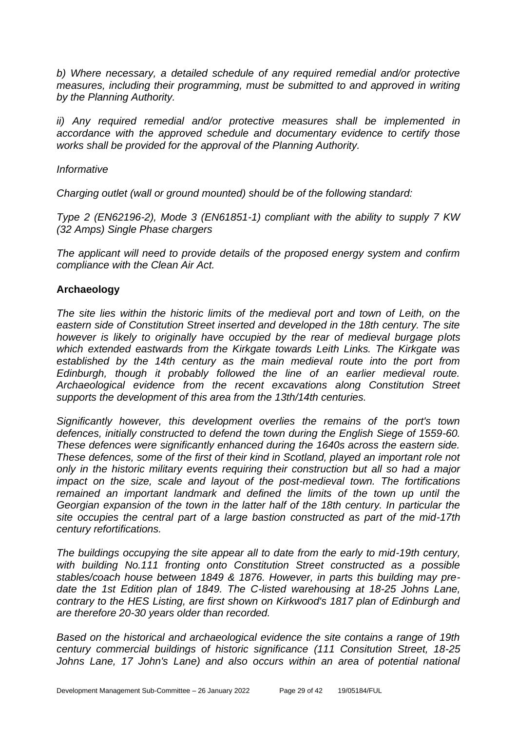*b) Where necessary, a detailed schedule of any required remedial and/or protective measures, including their programming, must be submitted to and approved in writing by the Planning Authority.*

*ii) Any required remedial and/or protective measures shall be implemented in accordance with the approved schedule and documentary evidence to certify those works shall be provided for the approval of the Planning Authority.*

*Informative*

*Charging outlet (wall or ground mounted) should be of the following standard:*

*Type 2 (EN62196-2), Mode 3 (EN61851-1) compliant with the ability to supply 7 KW (32 Amps) Single Phase chargers*

*The applicant will need to provide details of the proposed energy system and confirm compliance with the Clean Air Act.*

**Archaeology**

*The site lies within the historic limits of the medieval port and town of Leith, on the eastern side of Constitution Street inserted and developed in the 18th century. The site however is likely to originally have occupied by the rear of medieval burgage plots which extended eastwards from the Kirkgate towards Leith Links. The Kirkgate was established by the 14th century as the main medieval route into the port from Edinburgh, though it probably followed the line of an earlier medieval route. Archaeological evidence from the recent excavations along Constitution Street supports the development of this area from the 13th/14th centuries.*

*Significantly however, this development overlies the remains of the port's town defences, initially constructed to defend the town during the English Siege of 1559-60. These defences were significantly enhanced during the 1640s across the eastern side. These defences, some of the first of their kind in Scotland, played an important role not only in the historic military events requiring their construction but all so had a major impact on the size, scale and layout of the post-medieval town. The fortifications remained an important landmark and defined the limits of the town up until the Georgian expansion of the town in the latter half of the 18th century. In particular the site occupies the central part of a large bastion constructed as part of the mid-17th century refortifications.*

*The buildings occupying the site appear all to date from the early to mid-19th century, with building No.111 fronting onto Constitution Street constructed as a possible stables/coach house between 1849 & 1876. However, in parts this building may pre-date the 1st Edition plan of 1849. The C-listed warehousing at 18-25 Johns Lane, contrary to the HES Listing, are first shown on Kirkwood's 1817 plan of Edinburgh and are therefore 20-30 years older than recorded.*

*Based on the historical and archaeological evidence the site contains a range of 19th century commercial buildings of historic significance (111 Consitution Street, 18-25 Johns Lane, 17 John's Lane) and also occurs within an area of potential national*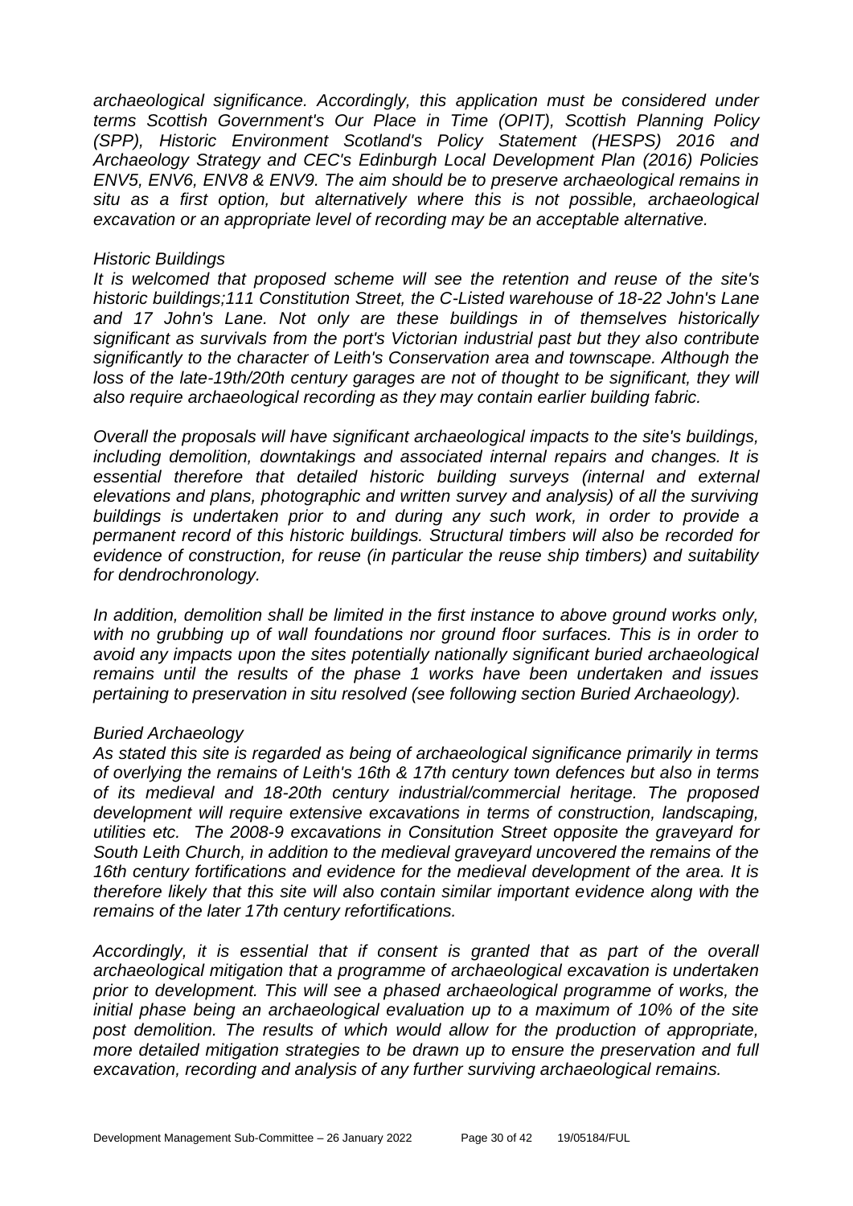*archaeological significance. Accordingly, this application must be considered under terms Scottish Government's Our Place in Time (OPIT), Scottish Planning Policy (SPP), Historic Environment Scotland's Policy Statement (HESPS) 2016 and Archaeology Strategy and CEC's Edinburgh Local Development Plan (2016) Policies ENV5, ENV6, ENV8 & ENV9. The aim should be to preserve archaeological remains in situ as a first option, but alternatively where this is not possible, archaeological excavation or an appropriate level of recording may be an acceptable alternative.*

*Historic Buildings*

*It is welcomed that proposed scheme will see the retention and reuse of the site's historic buildings;111 Constitution Street, the C-Listed warehouse of 18-22 John's Lane and 17 John's Lane. Not only are these buildings in of themselves historically significant as survivals from the port's Victorian industrial past but they also contribute significantly to the character of Leith's Conservation area and townscape. Although the loss of the late-19th/20th century garages are not of thought to be significant, they will also require archaeological recording as they may contain earlier building fabric.*

*Overall the proposals will have significant archaeological impacts to the site's buildings, including demolition, downtakings and associated internal repairs and changes. It is essential therefore that detailed historic building surveys (internal and external elevations and plans, photographic and written survey and analysis) of all the surviving buildings is undertaken prior to and during any such work, in order to provide a permanent record of this historic buildings. Structural timbers will also be recorded for evidence of construction, for reuse (in particular the reuse ship timbers) and suitability for dendrochronology.*

*In addition, demolition shall be limited in the first instance to above ground works only, with no grubbing up of wall foundations nor ground floor surfaces. This is in order to avoid any impacts upon the sites potentially nationally significant buried archaeological remains until the results of the phase 1 works have been undertaken and issues pertaining to preservation in situ resolved (see following section Buried Archaeology).*

*Buried Archaeology*

*As stated this site is regarded as being of archaeological significance primarily in terms of overlying the remains of Leith's 16th & 17th century town defences but also in terms of its medieval and 18-20th century industrial/commercial heritage. The proposed development will require extensive excavations in terms of construction, landscaping, utilities etc. The 2008-9 excavations in Consitution Street opposite the graveyard for South Leith Church, in addition to the medieval graveyard uncovered the remains of the 16th century fortifications and evidence for the medieval development of the area. It is therefore likely that this site will also contain similar important evidence along with the remains of the later 17th century refortifications.*

*Accordingly, it is essential that if consent is granted that as part of the overall archaeological mitigation that a programme of archaeological excavation is undertaken prior to development. This will see a phased archaeological programme of works, the initial phase being an archaeological evaluation up to a maximum of 10% of the site post demolition. The results of which would allow for the production of appropriate, more detailed mitigation strategies to be drawn up to ensure the preservation and full excavation, recording and analysis of any further surviving archaeological remains.*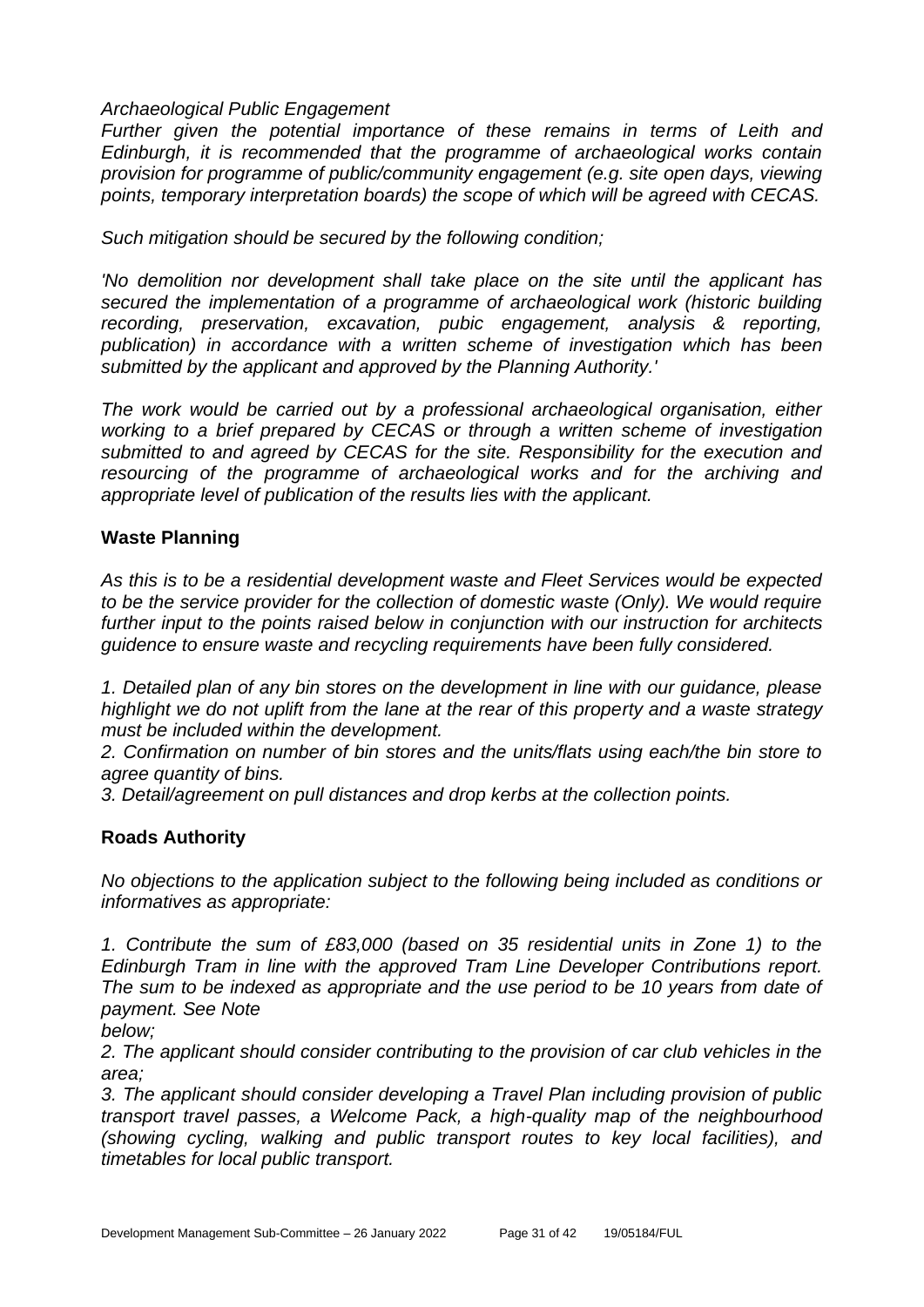*Archaeological Public Engagement*

*Further given the potential importance of these remains in terms of Leith and Edinburgh, it is recommended that the programme of archaeological works contain provision for programme of public/community engagement (e.g. site open days, viewing points, temporary interpretation boards) the scope of which will be agreed with CECAS.*

*Such mitigation should be secured by the following condition;*

*'No demolition nor development shall take place on the site until the applicant has secured the implementation of a programme of archaeological work (historic building recording, preservation, excavation, pubic engagement, analysis & reporting, publication) in accordance with a written scheme of investigation which has been submitted by the applicant and approved by the Planning Authority.'*

*The work would be carried out by a professional archaeological organisation, either working to a brief prepared by CECAS or through a written scheme of investigation submitted to and agreed by CECAS for the site. Responsibility for the execution and resourcing of the programme of archaeological works and for the archiving and appropriate level of publication of the results lies with the applicant.*

**Waste Planning**

*As this is to be a residential development waste and Fleet Services would be expected to be the service provider for the collection of domestic waste (Only). We would require further input to the points raised below in conjunction with our instruction for architects guidence to ensure waste and recycling requirements have been fully considered.*

*1. Detailed plan of any bin stores on the development in line with our guidance, please highlight we do not uplift from the lane at the rear of this property and a waste strategy must be included within the development.*

*2. Confirmation on number of bin stores and the units/flats using each/the bin store to agree quantity of bins.*

*3. Detail/agreement on pull distances and drop kerbs at the collection points.*

**Roads Authority**

*No objections to the application subject to the following being included as conditions or informatives as appropriate:*

*1. Contribute the sum of £83,000 (based on 35 residential units in Zone 1) to the Edinburgh Tram in line with the approved Tram Line Developer Contributions report. The sum to be indexed as appropriate and the use period to be 10 years from date of payment. See Note below;*

*2. The applicant should consider contributing to the provision of car club vehicles in the area;*

*3. The applicant should consider developing a Travel Plan including provision of public transport travel passes, a Welcome Pack, a high-quality map of the neighbourhood (showing cycling, walking and public transport routes to key local facilities), and timetables for local public transport.*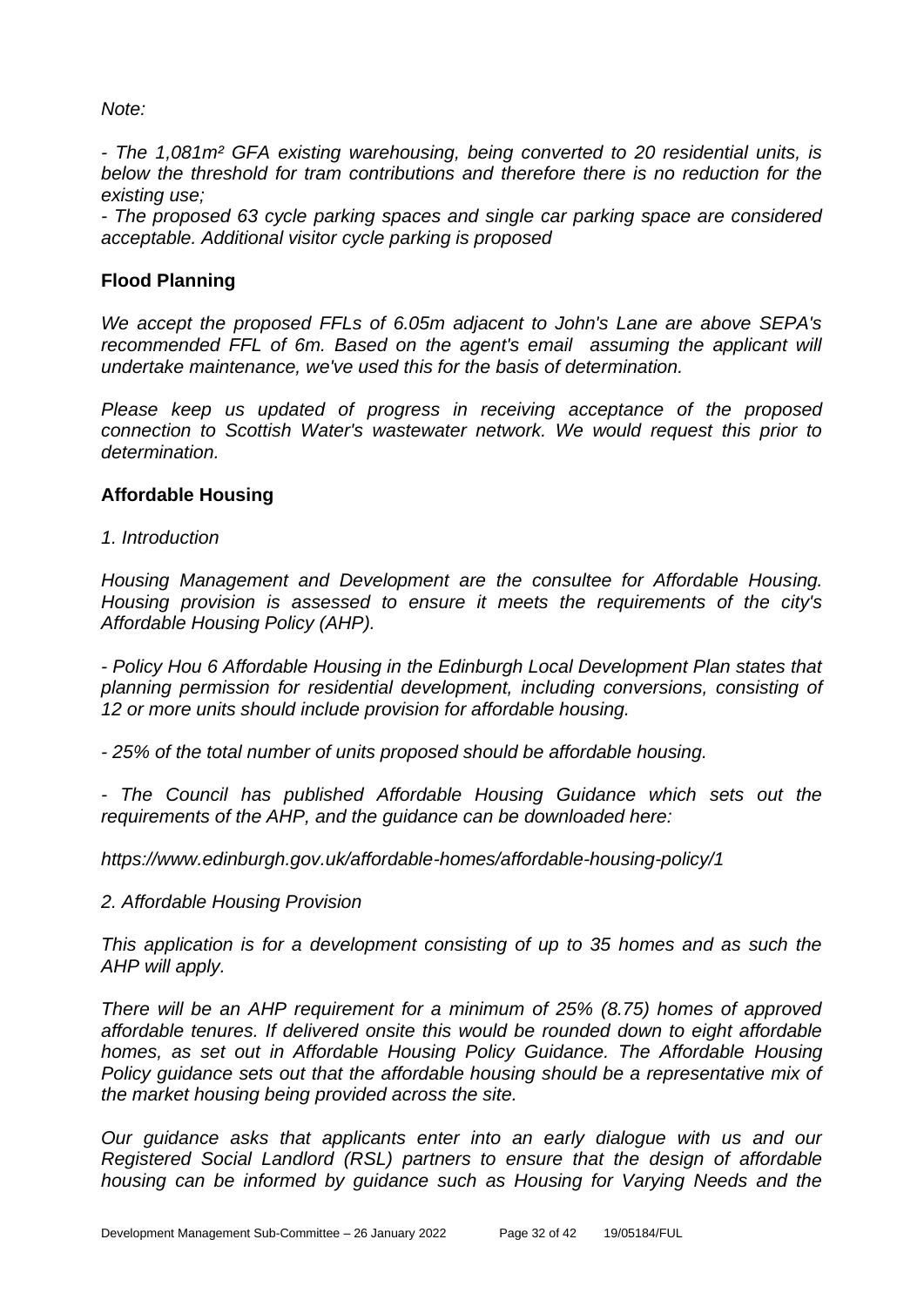*Note:*

*- The 1,081m² GFA existing warehousing, being converted to 20 residential units, is below the threshold for tram contributions and therefore there is no reduction for the existing use;*

*- The proposed 63 cycle parking spaces and single car parking space are considered acceptable. Additional visitor cycle parking is proposed*

**Flood Planning**

*We accept the proposed FFLs of 6.05m adjacent to John's Lane are above SEPA's recommended FFL of 6m. Based on the agent's email assuming the applicant will undertake maintenance, we've used this for the basis of determination.*

*Please keep us updated of progress in receiving acceptance of the proposed connection to Scottish Water's wastewater network. We would request this prior to determination.*

**Affordable Housing**

*1. Introduction*

*Housing Management and Development are the consultee for Affordable Housing. Housing provision is assessed to ensure it meets the requirements of the city's Affordable Housing Policy (AHP).*

*- Policy Hou 6 Affordable Housing in the Edinburgh Local Development Plan states that planning permission for residential development, including conversions, consisting of 12 or more units should include provision for affordable housing.*

*- 25% of the total number of units proposed should be affordable housing.*

*- The Council has published Affordable Housing Guidance which sets out the requirements of the AHP, and the guidance can be downloaded here:*

*https://www.edinburgh.gov.uk/affordable-homes/affordable-housing-policy/1*

*2. Affordable Housing Provision*

*This application is for a development consisting of up to 35 homes and as such the AHP will apply.*

*There will be an AHP requirement for a minimum of 25% (8.75) homes of approved affordable tenures. If delivered onsite this would be rounded down to eight affordable homes, as set out in Affordable Housing Policy Guidance. The Affordable Housing Policy guidance sets out that the affordable housing should be a representative mix of the market housing being provided across the site.*

*Our guidance asks that applicants enter into an early dialogue with us and our Registered Social Landlord (RSL) partners to ensure that the design of affordable housing can be informed by guidance such as Housing for Varying Needs and the*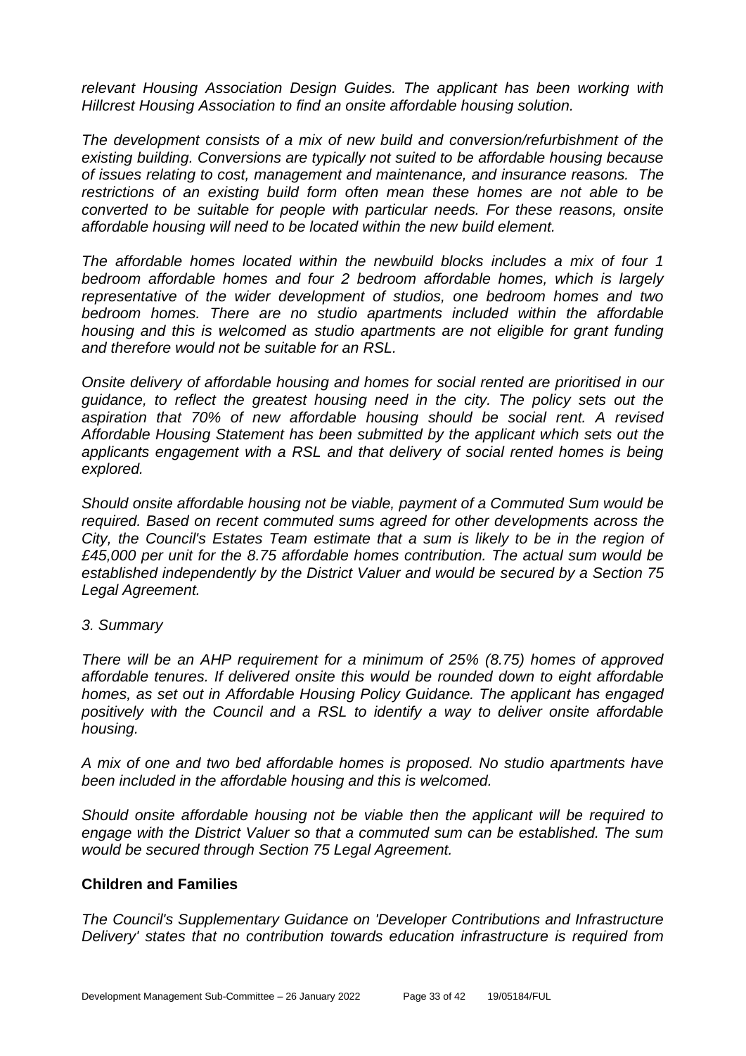*relevant Housing Association Design Guides. The applicant has been working with Hillcrest Housing Association to find an onsite affordable housing solution.*

*The development consists of a mix of new build and conversion/refurbishment of the existing building. Conversions are typically not suited to be affordable housing because of issues relating to cost, management and maintenance, and insurance reasons. The restrictions of an existing build form often mean these homes are not able to be converted to be suitable for people with particular needs. For these reasons, onsite affordable housing will need to be located within the new build element.*

*The affordable homes located within the newbuild blocks includes a mix of four 1 bedroom affordable homes and four 2 bedroom affordable homes, which is largely representative of the wider development of studios, one bedroom homes and two bedroom homes. There are no studio apartments included within the affordable housing and this is welcomed as studio apartments are not eligible for grant funding and therefore would not be suitable for an RSL.*

*Onsite delivery of affordable housing and homes for social rented are prioritised in our guidance, to reflect the greatest housing need in the city. The policy sets out the aspiration that 70% of new affordable housing should be social rent. A revised Affordable Housing Statement has been submitted by the applicant which sets out the applicants engagement with a RSL and that delivery of social rented homes is being explored.*

*Should onsite affordable housing not be viable, payment of a Commuted Sum would be required. Based on recent commuted sums agreed for other developments across the City, the Council's Estates Team estimate that a sum is likely to be in the region of £45,000 per unit for the 8.75 affordable homes contribution. The actual sum would be established independently by the District Valuer and would be secured by a Section 75 Legal Agreement.*

*3. Summary*

*There will be an AHP requirement for a minimum of 25% (8.75) homes of approved affordable tenures. If delivered onsite this would be rounded down to eight affordable homes, as set out in Affordable Housing Policy Guidance. The applicant has engaged positively with the Council and a RSL to identify a way to deliver onsite affordable housing.*

*A mix of one and two bed affordable homes is proposed. No studio apartments have been included in the affordable housing and this is welcomed.*

*Should onsite affordable housing not be viable then the applicant will be required to engage with the District Valuer so that a commuted sum can be established. The sum would be secured through Section 75 Legal Agreement.*

**Children and Families**

*The Council's Supplementary Guidance on 'Developer Contributions and Infrastructure Delivery' states that no contribution towards education infrastructure is required from*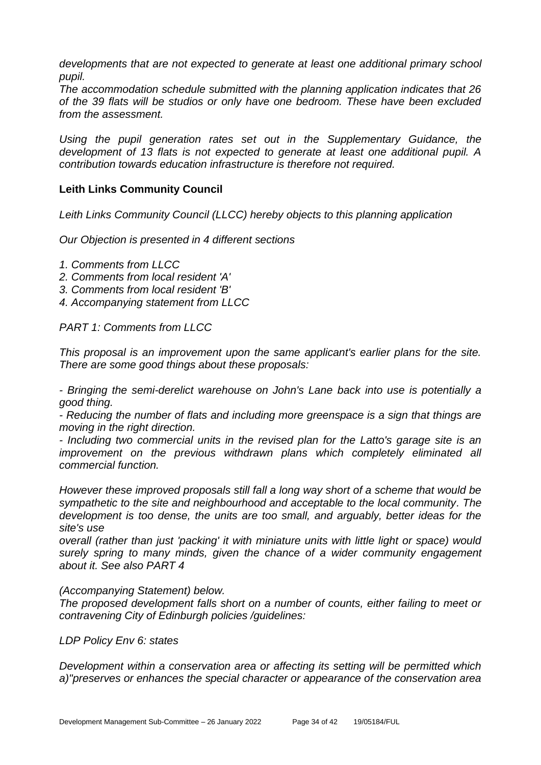*developments that are not expected to generate at least one additional primary school pupil.*

*The accommodation schedule submitted with the planning application indicates that 26 of the 39 flats will be studios or only have one bedroom. These have been excluded from the assessment.*

*Using the pupil generation rates set out in the Supplementary Guidance, the development of 13 flats is not expected to generate at least one additional pupil. A contribution towards education infrastructure is therefore not required.*

**Leith Links Community Council**

*Leith Links Community Council (LLCC) hereby objects to this planning application*

*Our Objection is presented in 4 different sections*

*1. Comments from LLCC*
*2. Comments from local resident 'A'*
*3. Comments from local resident 'B'*
*4. Accompanying statement from LLCC*

*PART 1: Comments from LLCC*

*This proposal is an improvement upon the same applicant's earlier plans for the site. There are some good things about these proposals:*

*- Bringing the semi-derelict warehouse on John's Lane back into use is potentially a good thing.*

*- Reducing the number of flats and including more greenspace is a sign that things are moving in the right direction.*

*- Including two commercial units in the revised plan for the Latto's garage site is an improvement on the previous withdrawn plans which completely eliminated all commercial function.*

*However these improved proposals still fall a long way short of a scheme that would be sympathetic to the site and neighbourhood and acceptable to the local community. The development is too dense, the units are too small, and arguably, better ideas for the site's use overall (rather than just 'packing' it with miniature units with little light or space) would surely spring to many minds, given the chance of a wider community engagement about it. See also PART 4*

*(Accompanying Statement) below.*

*The proposed development falls short on a number of counts, either failing to meet or contravening City of Edinburgh policies /guidelines:*

*LDP Policy Env 6: states*

*Development within a conservation area or affecting its setting will be permitted which a)"preserves or enhances the special character or appearance of the conservation area*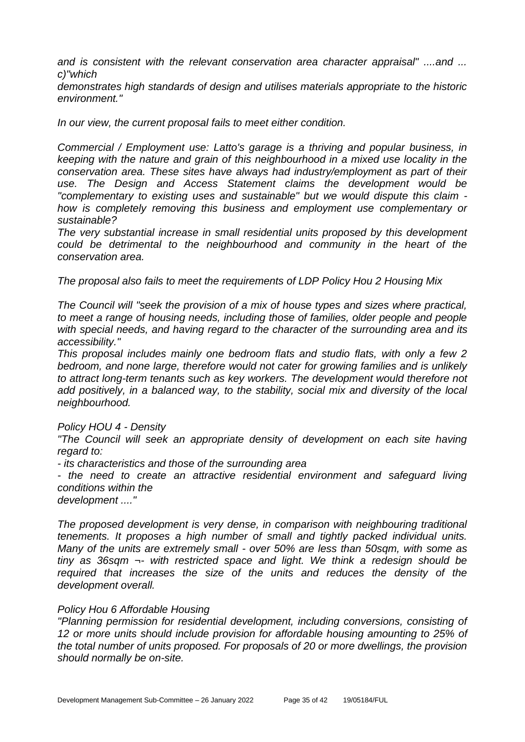*and is consistent with the relevant conservation area character appraisal" ....and ... c)"which demonstrates high standards of design and utilises materials appropriate to the historic environment."*

*In our view, the current proposal fails to meet either condition.*

*Commercial / Employment use: Latto's garage is a thriving and popular business, in keeping with the nature and grain of this neighbourhood in a mixed use locality in the conservation area. These sites have always had industry/employment as part of their use. The Design and Access Statement claims the development would be "complementary to existing uses and sustainable" but we would dispute this claim - how is completely removing this business and employment use complementary or sustainable?*

*The very substantial increase in small residential units proposed by this development could be detrimental to the neighbourhood and community in the heart of the conservation area.*

*The proposal also fails to meet the requirements of LDP Policy Hou 2 Housing Mix*

*The Council will "seek the provision of a mix of house types and sizes where practical, to meet a range of housing needs, including those of families, older people and people with special needs, and having regard to the character of the surrounding area and its accessibility."*

*This proposal includes mainly one bedroom flats and studio flats, with only a few 2 bedroom, and none large, therefore would not cater for growing families and is unlikely to attract long-term tenants such as key workers. The development would therefore not add positively, in a balanced way, to the stability, social mix and diversity of the local neighbourhood.*

*Policy HOU 4 - Density*

*"The Council will seek an appropriate density of development on each site having regard to:*

*- its characteristics and those of the surrounding area*

*- the need to create an attractive residential environment and safeguard living conditions within the development ...."*

*The proposed development is very dense, in comparison with neighbouring traditional tenements. It proposes a high number of small and tightly packed individual units. Many of the units are extremely small - over 50% are less than 50sqm, with some as tiny as 36sqm ¬- with restricted space and light. We think a redesign should be required that increases the size of the units and reduces the density of the development overall.*

*Policy Hou 6 Affordable Housing*

*"Planning permission for residential development, including conversions, consisting of 12 or more units should include provision for affordable housing amounting to 25% of the total number of units proposed. For proposals of 20 or more dwellings, the provision should normally be on-site.*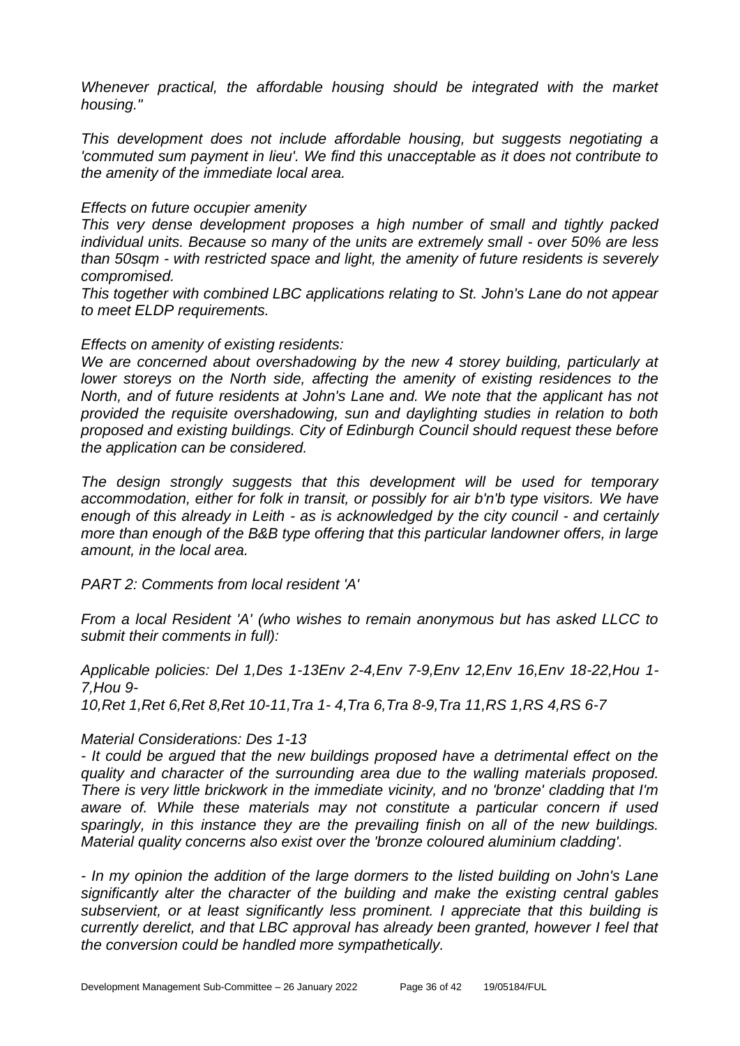*Whenever practical, the affordable housing should be integrated with the market housing."*

*This development does not include affordable housing, but suggests negotiating a 'commuted sum payment in lieu'. We find this unacceptable as it does not contribute to the amenity of the immediate local area.*

*Effects on future occupier amenity*
*This very dense development proposes a high number of small and tightly packed individual units. Because so many of the units are extremely small - over 50% are less than 50sqm - with restricted space and light, the amenity of future residents is severely compromised.*
*This together with combined LBC applications relating to St. John's Lane do not appear to meet ELDP requirements.*

*Effects on amenity of existing residents:*
*We are concerned about overshadowing by the new 4 storey building, particularly at lower storeys on the North side, affecting the amenity of existing residences to the North, and of future residents at John's Lane and. We note that the applicant has not provided the requisite overshadowing, sun and daylighting studies in relation to both proposed and existing buildings. City of Edinburgh Council should request these before the application can be considered.*

*The design strongly suggests that this development will be used for temporary accommodation, either for folk in transit, or possibly for air b'n'b type visitors. We have enough of this already in Leith - as is acknowledged by the city council - and certainly more than enough of the B&B type offering that this particular landowner offers, in large amount, in the local area.*

*PART 2: Comments from local resident 'A'*

*From a local Resident 'A' (who wishes to remain anonymous but has asked LLCC to submit their comments in full):*

*Applicable policies: Del 1,Des 1-13Env 2-4,Env 7-9,Env 12,Env 16,Env 18-22,Hou 1-7,Hou 9-10,Ret 1,Ret 6,Ret 8,Ret 10-11,Tra 1- 4,Tra 6,Tra 8-9,Tra 11,RS 1,RS 4,RS 6-7*

*Material Considerations: Des 1-13*
*- It could be argued that the new buildings proposed have a detrimental effect on the quality and character of the surrounding area due to the walling materials proposed. There is very little brickwork in the immediate vicinity, and no 'bronze' cladding that I'm aware of. While these materials may not constitute a particular concern if used sparingly, in this instance they are the prevailing finish on all of the new buildings. Material quality concerns also exist over the 'bronze coloured aluminium cladding'.*

*- In my opinion the addition of the large dormers to the listed building on John's Lane significantly alter the character of the building and make the existing central gables subservient, or at least significantly less prominent. I appreciate that this building is currently derelict, and that LBC approval has already been granted, however I feel that the conversion could be handled more sympathetically.*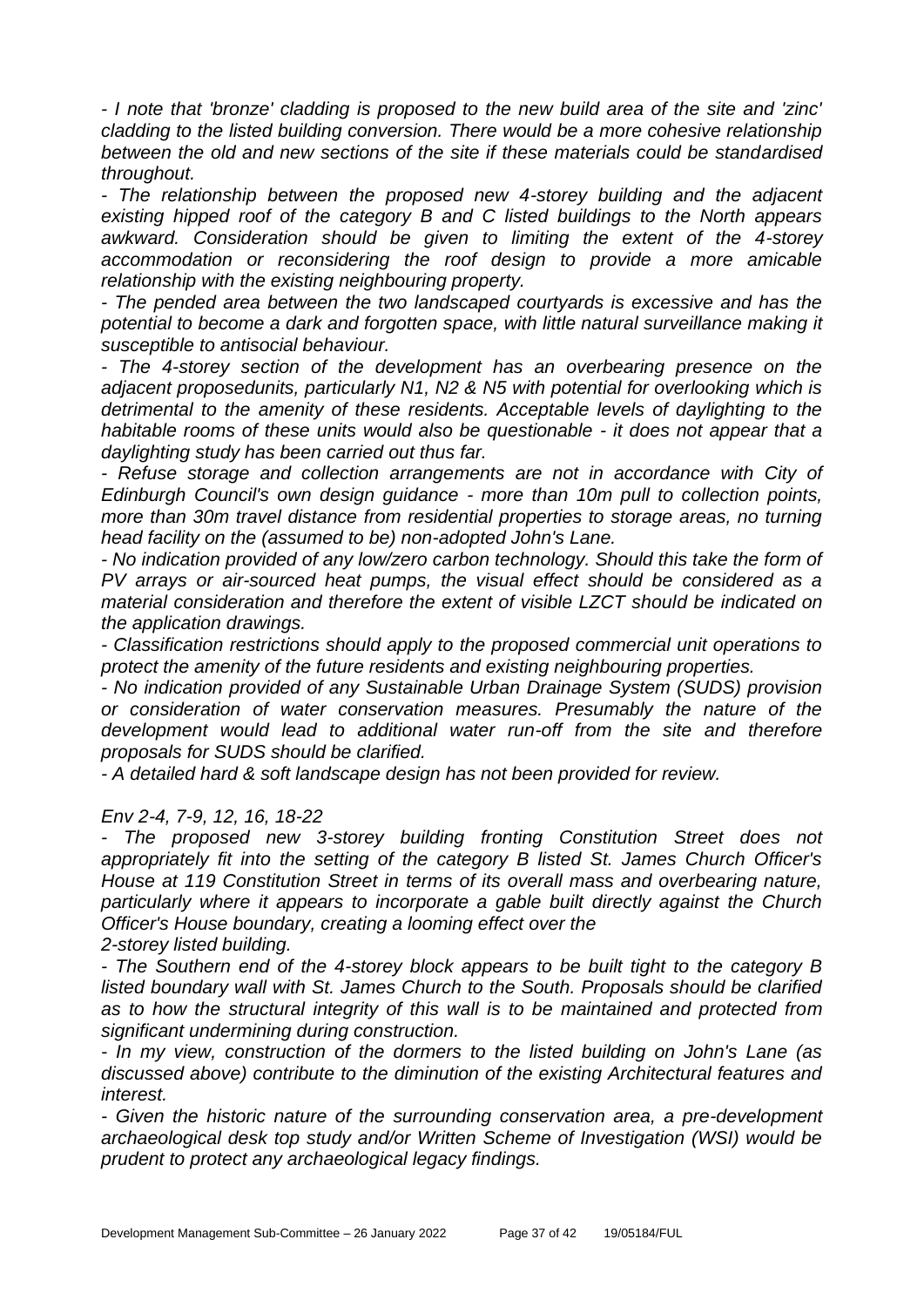*- I note that 'bronze' cladding is proposed to the new build area of the site and 'zinc' cladding to the listed building conversion. There would be a more cohesive relationship between the old and new sections of the site if these materials could be standardised throughout.*

*- The relationship between the proposed new 4-storey building and the adjacent existing hipped roof of the category B and C listed buildings to the North appears awkward. Consideration should be given to limiting the extent of the 4-storey accommodation or reconsidering the roof design to provide a more amicable relationship with the existing neighbouring property.*

*- The pended area between the two landscaped courtyards is excessive and has the potential to become a dark and forgotten space, with little natural surveillance making it susceptible to antisocial behaviour.*

*- The 4-storey section of the development has an overbearing presence on the adjacent proposedunits, particularly N1, N2 & N5 with potential for overlooking which is detrimental to the amenity of these residents. Acceptable levels of daylighting to the habitable rooms of these units would also be questionable - it does not appear that a daylighting study has been carried out thus far.*

*- Refuse storage and collection arrangements are not in accordance with City of Edinburgh Council's own design guidance - more than 10m pull to collection points, more than 30m travel distance from residential properties to storage areas, no turning head facility on the (assumed to be) non-adopted John's Lane.*

*- No indication provided of any low/zero carbon technology. Should this take the form of PV arrays or air-sourced heat pumps, the visual effect should be considered as a material consideration and therefore the extent of visible LZCT should be indicated on the application drawings.*

*- Classification restrictions should apply to the proposed commercial unit operations to protect the amenity of the future residents and existing neighbouring properties.*

*- No indication provided of any Sustainable Urban Drainage System (SUDS) provision or consideration of water conservation measures. Presumably the nature of the development would lead to additional water run-off from the site and therefore proposals for SUDS should be clarified.*

*- A detailed hard & soft landscape design has not been provided for review.*

*Env 2-4, 7-9, 12, 16, 18-22*

*- The proposed new 3-storey building fronting Constitution Street does not appropriately fit into the setting of the category B listed St. James Church Officer's House at 119 Constitution Street in terms of its overall mass and overbearing nature, particularly where it appears to incorporate a gable built directly against the Church Officer's House boundary, creating a looming effect over the 2-storey listed building.*

*- The Southern end of the 4-storey block appears to be built tight to the category B listed boundary wall with St. James Church to the South. Proposals should be clarified as to how the structural integrity of this wall is to be maintained and protected from significant undermining during construction.*

*- In my view, construction of the dormers to the listed building on John's Lane (as discussed above) contribute to the diminution of the existing Architectural features and interest.*

*- Given the historic nature of the surrounding conservation area, a pre-development archaeological desk top study and/or Written Scheme of Investigation (WSI) would be prudent to protect any archaeological legacy findings.*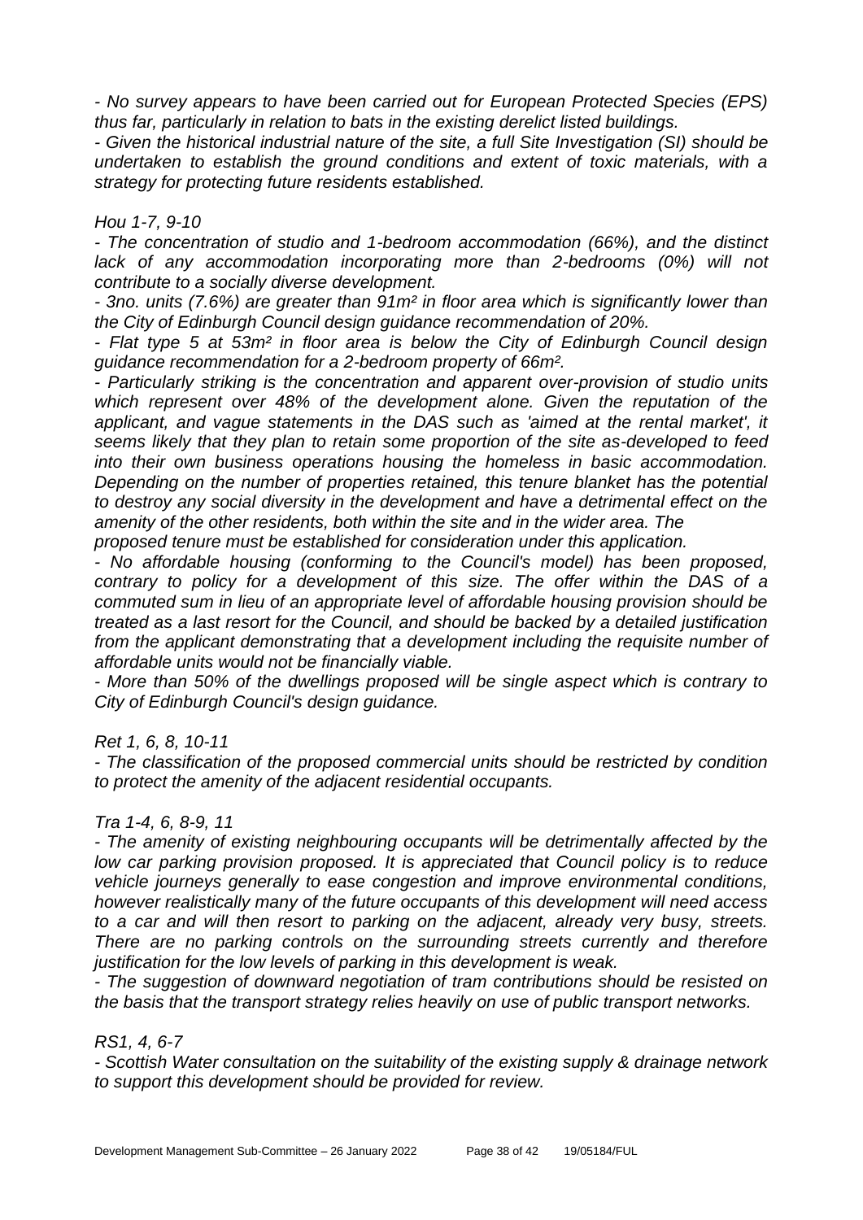*- No survey appears to have been carried out for European Protected Species (EPS) thus far, particularly in relation to bats in the existing derelict listed buildings.*

*- Given the historical industrial nature of the site, a full Site Investigation (SI) should be undertaken to establish the ground conditions and extent of toxic materials, with a strategy for protecting future residents established.*

*Hou 1-7, 9-10*

*- The concentration of studio and 1-bedroom accommodation (66%), and the distinct lack of any accommodation incorporating more than 2-bedrooms (0%) will not contribute to a socially diverse development.*

*- 3no. units (7.6%) are greater than 91m² in floor area which is significantly lower than the City of Edinburgh Council design guidance recommendation of 20%.*

*- Flat type 5 at 53m² in floor area is below the City of Edinburgh Council design guidance recommendation for a 2-bedroom property of 66m².*

*- Particularly striking is the concentration and apparent over-provision of studio units which represent over 48% of the development alone. Given the reputation of the applicant, and vague statements in the DAS such as 'aimed at the rental market', it seems likely that they plan to retain some proportion of the site as-developed to feed into their own business operations housing the homeless in basic accommodation. Depending on the number of properties retained, this tenure blanket has the potential to destroy any social diversity in the development and have a detrimental effect on the amenity of the other residents, both within the site and in the wider area. The proposed tenure must be established for consideration under this application.*

*- No affordable housing (conforming to the Council's model) has been proposed, contrary to policy for a development of this size. The offer within the DAS of a commuted sum in lieu of an appropriate level of affordable housing provision should be treated as a last resort for the Council, and should be backed by a detailed justification from the applicant demonstrating that a development including the requisite number of affordable units would not be financially viable.*

*- More than 50% of the dwellings proposed will be single aspect which is contrary to City of Edinburgh Council's design guidance.*

*Ret 1, 6, 8, 10-11*

*- The classification of the proposed commercial units should be restricted by condition to protect the amenity of the adjacent residential occupants.*

*Tra 1-4, 6, 8-9, 11*

*- The amenity of existing neighbouring occupants will be detrimentally affected by the low car parking provision proposed. It is appreciated that Council policy is to reduce vehicle journeys generally to ease congestion and improve environmental conditions, however realistically many of the future occupants of this development will need access to a car and will then resort to parking on the adjacent, already very busy, streets. There are no parking controls on the surrounding streets currently and therefore justification for the low levels of parking in this development is weak.*

*- The suggestion of downward negotiation of tram contributions should be resisted on the basis that the transport strategy relies heavily on use of public transport networks.*

*RS1, 4, 6-7*

*- Scottish Water consultation on the suitability of the existing supply & drainage network to support this development should be provided for review.*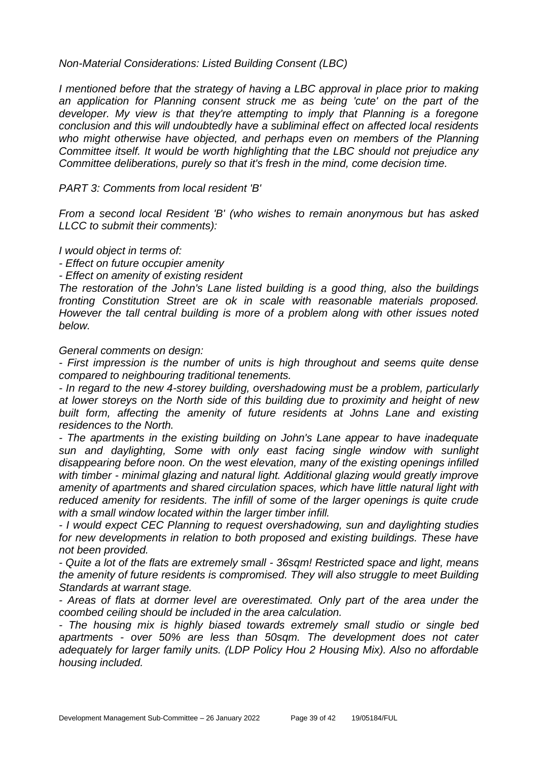*Non-Material Considerations: Listed Building Consent (LBC)*

*I mentioned before that the strategy of having a LBC approval in place prior to making an application for Planning consent struck me as being 'cute' on the part of the developer. My view is that they're attempting to imply that Planning is a foregone conclusion and this will undoubtedly have a subliminal effect on affected local residents who might otherwise have objected, and perhaps even on members of the Planning Committee itself. It would be worth highlighting that the LBC should not prejudice any Committee deliberations, purely so that it's fresh in the mind, come decision time.*

*PART 3: Comments from local resident 'B'*

*From a second local Resident 'B' (who wishes to remain anonymous but has asked LLCC to submit their comments):*

*I would object in terms of:*

*- Effect on future occupier amenity*

*- Effect on amenity of existing resident*

*The restoration of the John's Lane listed building is a good thing, also the buildings fronting Constitution Street are ok in scale with reasonable materials proposed. However the tall central building is more of a problem along with other issues noted below.*

*General comments on design:*

*- First impression is the number of units is high throughout and seems quite dense compared to neighbouring traditional tenements.*

*- In regard to the new 4-storey building, overshadowing must be a problem, particularly at lower storeys on the North side of this building due to proximity and height of new built form, affecting the amenity of future residents at Johns Lane and existing residences to the North.*

*- The apartments in the existing building on John's Lane appear to have inadequate sun and daylighting, Some with only east facing single window with sunlight disappearing before noon. On the west elevation, many of the existing openings infilled with timber - minimal glazing and natural light. Additional glazing would greatly improve amenity of apartments and shared circulation spaces, which have little natural light with reduced amenity for residents. The infill of some of the larger openings is quite crude with a small window located within the larger timber infill.*

*- I would expect CEC Planning to request overshadowing, sun and daylighting studies for new developments in relation to both proposed and existing buildings. These have not been provided.*

*- Quite a lot of the flats are extremely small - 36sqm! Restricted space and light, means the amenity of future residents is compromised. They will also struggle to meet Building Standards at warrant stage.*

*- Areas of flats at dormer level are overestimated. Only part of the area under the coombed ceiling should be included in the area calculation.*

*- The housing mix is highly biased towards extremely small studio or single bed apartments - over 50% are less than 50sqm. The development does not cater adequately for larger family units. (LDP Policy Hou 2 Housing Mix). Also no affordable housing included.*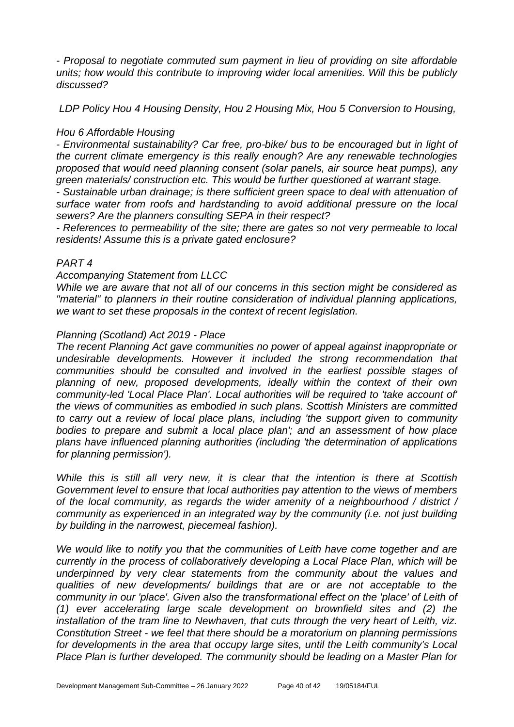*- Proposal to negotiate commuted sum payment in lieu of providing on site affordable units; how would this contribute to improving wider local amenities. Will this be publicly discussed?*

*LDP Policy Hou 4 Housing Density, Hou 2 Housing Mix, Hou 5 Conversion to Housing,*

*Hou 6 Affordable Housing*

*- Environmental sustainability? Car free, pro-bike/ bus to be encouraged but in light of the current climate emergency is this really enough? Are any renewable technologies proposed that would need planning consent (solar panels, air source heat pumps), any green materials/ construction etc. This would be further questioned at warrant stage.*

*- Sustainable urban drainage; is there sufficient green space to deal with attenuation of surface water from roofs and hardstanding to avoid additional pressure on the local sewers? Are the planners consulting SEPA in their respect?*

*- References to permeability of the site; there are gates so not very permeable to local residents! Assume this is a private gated enclosure?*

*PART 4*

*Accompanying Statement from LLCC*

*While we are aware that not all of our concerns in this section might be considered as "material" to planners in their routine consideration of individual planning applications, we want to set these proposals in the context of recent legislation.*

*Planning (Scotland) Act 2019 - Place*

*The recent Planning Act gave communities no power of appeal against inappropriate or undesirable developments. However it included the strong recommendation that communities should be consulted and involved in the earliest possible stages of planning of new, proposed developments, ideally within the context of their own community-led 'Local Place Plan'. Local authorities will be required to 'take account of' the views of communities as embodied in such plans. Scottish Ministers are committed to carry out a review of local place plans, including 'the support given to community bodies to prepare and submit a local place plan'; and an assessment of how place plans have influenced planning authorities (including 'the determination of applications for planning permission').*

*While this is still all very new, it is clear that the intention is there at Scottish Government level to ensure that local authorities pay attention to the views of members of the local community, as regards the wider amenity of a neighbourhood / district / community as experienced in an integrated way by the community (i.e. not just building by building in the narrowest, piecemeal fashion).*

*We would like to notify you that the communities of Leith have come together and are currently in the process of collaboratively developing a Local Place Plan, which will be underpinned by very clear statements from the community about the values and qualities of new developments/ buildings that are or are not acceptable to the community in our 'place'. Given also the transformational effect on the 'place' of Leith of (1) ever accelerating large scale development on brownfield sites and (2) the installation of the tram line to Newhaven, that cuts through the very heart of Leith, viz. Constitution Street - we feel that there should be a moratorium on planning permissions for developments in the area that occupy large sites, until the Leith community's Local Place Plan is further developed. The community should be leading on a Master Plan for*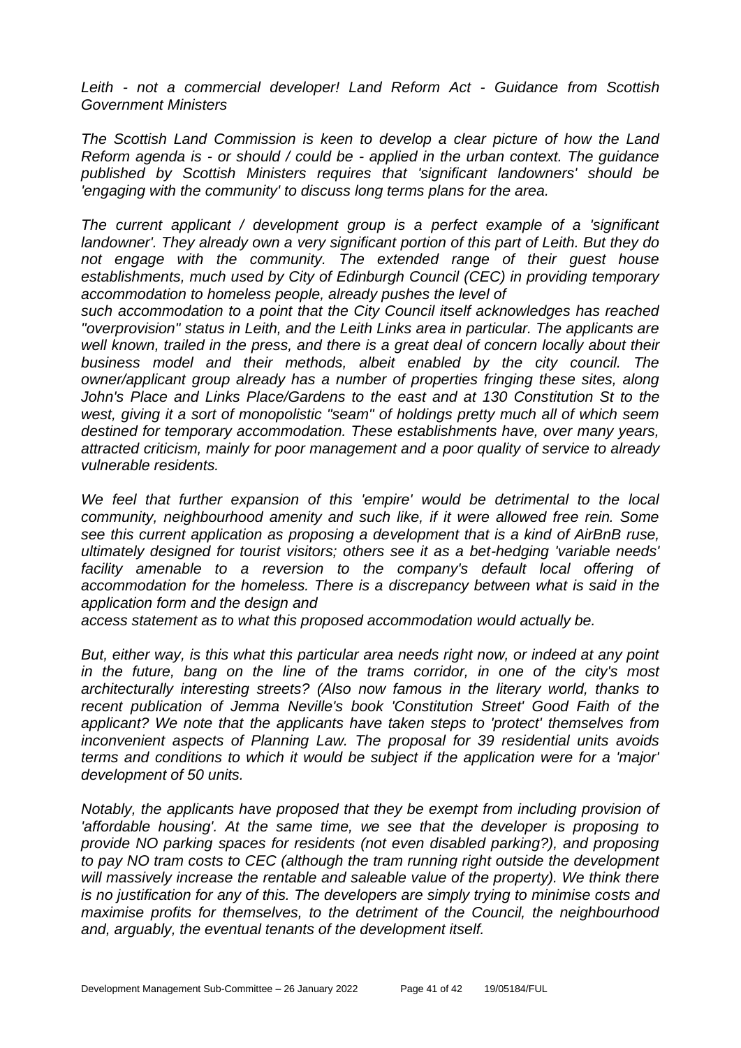*Leith - not a commercial developer! Land Reform Act - Guidance from Scottish Government Ministers*

*The Scottish Land Commission is keen to develop a clear picture of how the Land Reform agenda is - or should / could be - applied in the urban context. The guidance published by Scottish Ministers requires that 'significant landowners' should be 'engaging with the community' to discuss long terms plans for the area.*

*The current applicant / development group is a perfect example of a 'significant landowner'. They already own a very significant portion of this part of Leith. But they do not engage with the community. The extended range of their guest house establishments, much used by City of Edinburgh Council (CEC) in providing temporary accommodation to homeless people, already pushes the level of such accommodation to a point that the City Council itself acknowledges has reached "overprovision" status in Leith, and the Leith Links area in particular. The applicants are well known, trailed in the press, and there is a great deal of concern locally about their business model and their methods, albeit enabled by the city council. The owner/applicant group already has a number of properties fringing these sites, along John's Place and Links Place/Gardens to the east and at 130 Constitution St to the west, giving it a sort of monopolistic "seam" of holdings pretty much all of which seem destined for temporary accommodation. These establishments have, over many years, attracted criticism, mainly for poor management and a poor quality of service to already vulnerable residents.*

*We feel that further expansion of this 'empire' would be detrimental to the local community, neighbourhood amenity and such like, if it were allowed free rein. Some see this current application as proposing a development that is a kind of AirBnB ruse, ultimately designed for tourist visitors; others see it as a bet-hedging 'variable needs' facility amenable to a reversion to the company's default local offering of accommodation for the homeless. There is a discrepancy between what is said in the application form and the design and access statement as to what this proposed accommodation would actually be.*

*But, either way, is this what this particular area needs right now, or indeed at any point in the future, bang on the line of the trams corridor, in one of the city's most architecturally interesting streets? (Also now famous in the literary world, thanks to recent publication of Jemma Neville's book 'Constitution Street' Good Faith of the applicant? We note that the applicants have taken steps to 'protect' themselves from inconvenient aspects of Planning Law. The proposal for 39 residential units avoids terms and conditions to which it would be subject if the application were for a 'major' development of 50 units.*

*Notably, the applicants have proposed that they be exempt from including provision of 'affordable housing'. At the same time, we see that the developer is proposing to provide NO parking spaces for residents (not even disabled parking?), and proposing to pay NO tram costs to CEC (although the tram running right outside the development will massively increase the rentable and saleable value of the property). We think there is no justification for any of this. The developers are simply trying to minimise costs and maximise profits for themselves, to the detriment of the Council, the neighbourhood and, arguably, the eventual tenants of the development itself.*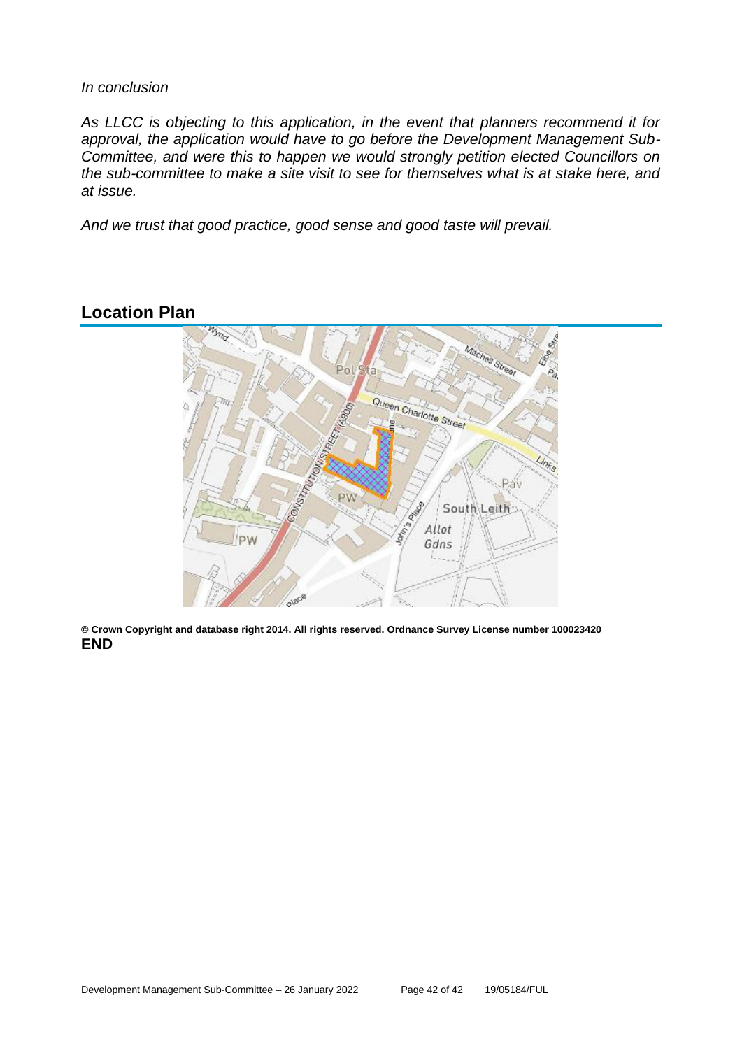*In conclusion*

*As LLCC is objecting to this application, in the event that planners recommend it for approval, the application would have to go before the Development Management Sub-Committee, and were this to happen we would strongly petition elected Councillors on the sub-committee to make a site visit to see for themselves what is at stake here, and at issue.*

*And we trust that good practice, good sense and good taste will prevail.*

## Location Plan

Wynd
Pol Sta
Mitchell Street
Elbe Street
Queen Charlotte Street
CONSTITUTION STREET (A900)
Links
Pav
PW
South Leith
John's Place
Allot
Gdns
PW
Place

**© Crown Copyright and database right 2014. All rights reserved. Ordnance Survey License number 100023420**

**END**